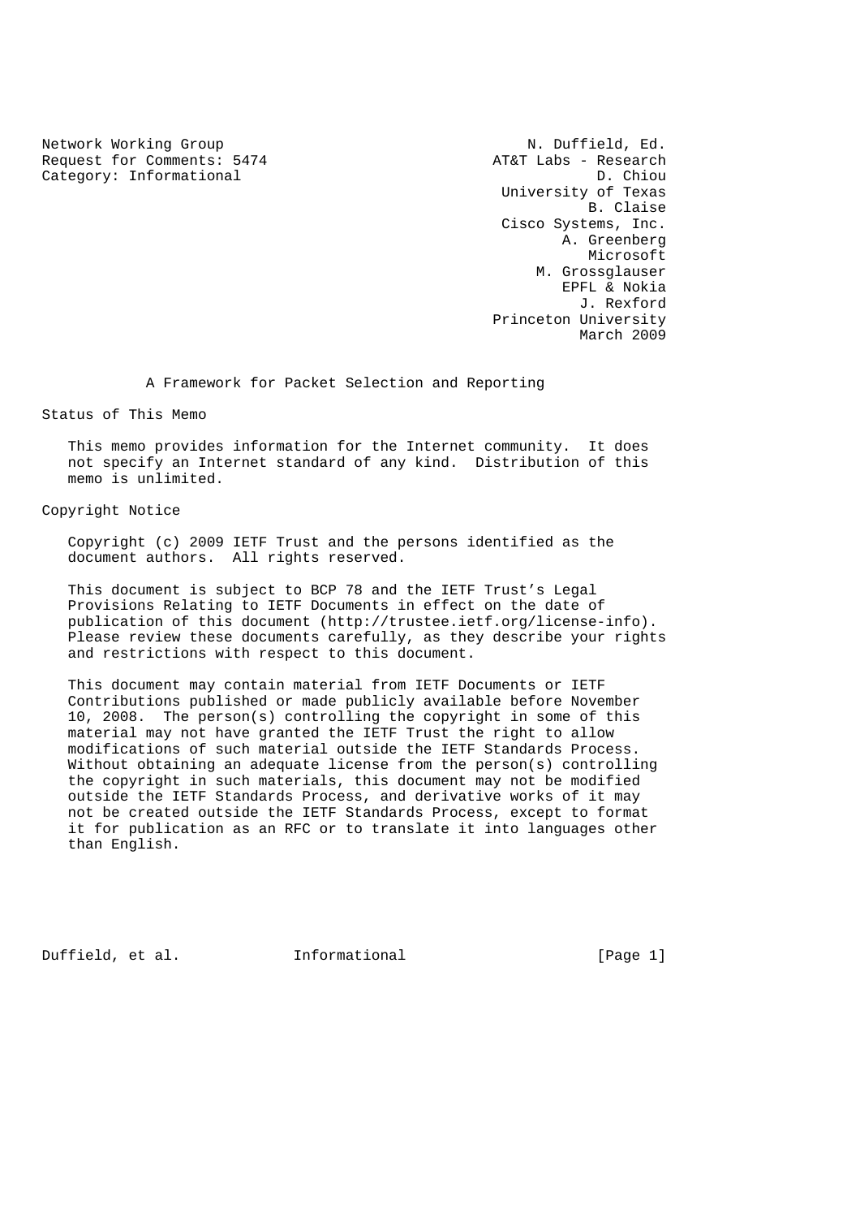Network Working Group N. Duffield, Ed.
Request for Comments: 5474 AT&T Labs - Research
Category: Informational

D. Chiou, University of Texas
B. Claise, Cisco Systems, Inc.
A. Greenberg, Microsoft
M. Grossglauser, EPFL & Nokia
J. Rexford, Princeton University

March 2009

# A Framework for Packet Selection and Reporting

## Status of This Memo

This memo provides information for the Internet community. It does not specify an Internet standard of any kind. Distribution of this memo is unlimited.

## Copyright Notice

Copyright (c) 2009 IETF Trust and the persons identified as the document authors. All rights reserved.

This document is subject to BCP 78 and the IETF Trust's Legal Provisions Relating to IETF Documents in effect on the date of publication of this document (http://trustee.ietf.org/license-info). Please review these documents carefully, as they describe your rights and restrictions with respect to this document.

This document may contain material from IETF Documents or IETF Contributions published or made publicly available before November 10, 2008. The person(s) controlling the copyright in some of this material may not have granted the IETF Trust the right to allow modifications of such material outside the IETF Standards Process. Without obtaining an adequate license from the person(s) controlling the copyright in such materials, this document may not be modified outside the IETF Standards Process, and derivative works of it may not be created outside the IETF Standards Process, except to format it for publication as an RFC or to translate it into languages other than English.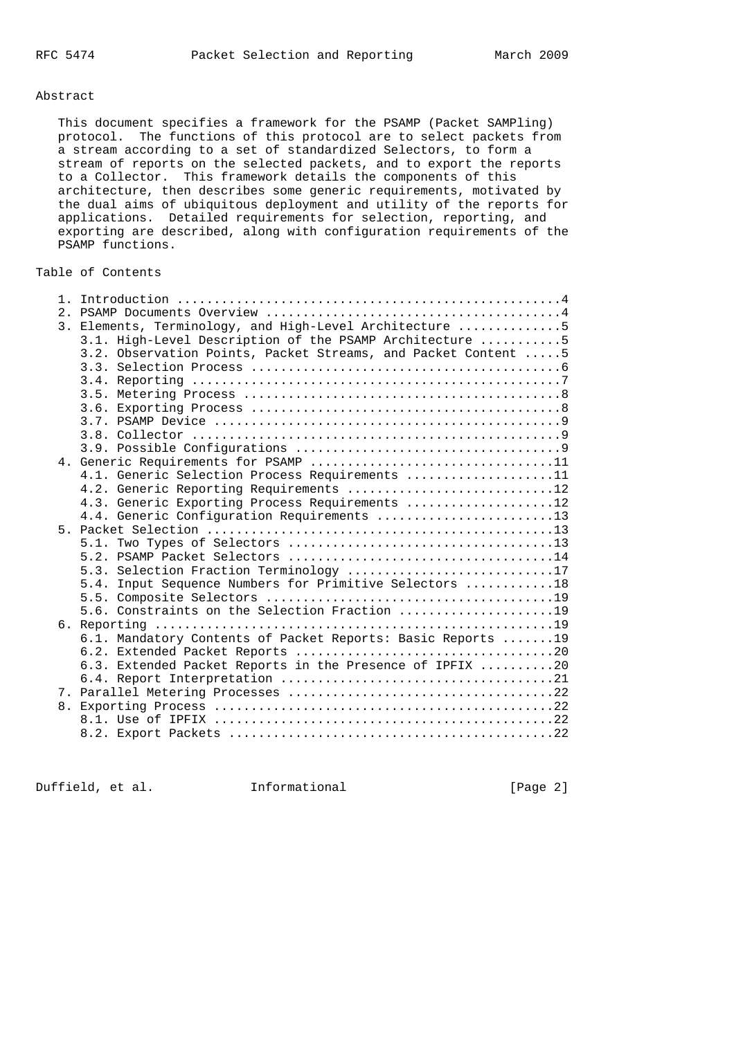## Abstract

This document specifies a framework for the PSAMP (Packet SAMPling) protocol. The functions of this protocol are to select packets from a stream according to a set of standardized Selectors, to form a stream of reports on the selected packets, and to export the reports to a Collector. This framework details the components of this architecture, then describes some generic requirements, motivated by the dual aims of ubiquitous deployment and utility of the reports for applications. Detailed requirements for selection, reporting, and exporting are described, along with configuration requirements of the PSAMP functions.

## Table of Contents

```
   1. Introduction ....................................................4
   2. PSAMP Documents Overview ........................................4
   3. Elements, Terminology, and High-Level Architecture ..............5
      3.1. High-Level Description of the PSAMP Architecture ...........5
      3.2. Observation Points, Packet Streams, and Packet Content .....5
      3.3. Selection Process ..........................................6
      3.4. Reporting ..................................................7
      3.5. Metering Process ...........................................8
      3.6. Exporting Process ..........................................8
      3.7. PSAMP Device ...............................................9
      3.8. Collector ..................................................9
      3.9. Possible Configurations ....................................9
   4. Generic Requirements for PSAMP .................................11
      4.1. Generic Selection Process Requirements ....................11
      4.2. Generic Reporting Requirements ............................12
      4.3. Generic Exporting Process Requirements ....................12
      4.4. Generic Configuration Requirements ........................13
   5. Packet Selection ...............................................13
      5.1. Two Types of Selectors ....................................13
      5.2. PSAMP Packet Selectors ....................................14
      5.3. Selection Fraction Terminology ............................17
      5.4. Input Sequence Numbers for Primitive Selectors ............18
      5.5. Composite Selectors .......................................19
      5.6. Constraints on the Selection Fraction .....................19
   6. Reporting ......................................................19
      6.1. Mandatory Contents of Packet Reports: Basic Reports .......19
      6.2. Extended Packet Reports ...................................20
      6.3. Extended Packet Reports in the Presence of IPFIX ..........20
      6.4. Report Interpretation .....................................21
   7. Parallel Metering Processes ....................................22
   8. Exporting Process ..............................................22
      8.1. Use of IPFIX ..............................................22
      8.2. Export Packets ............................................22
```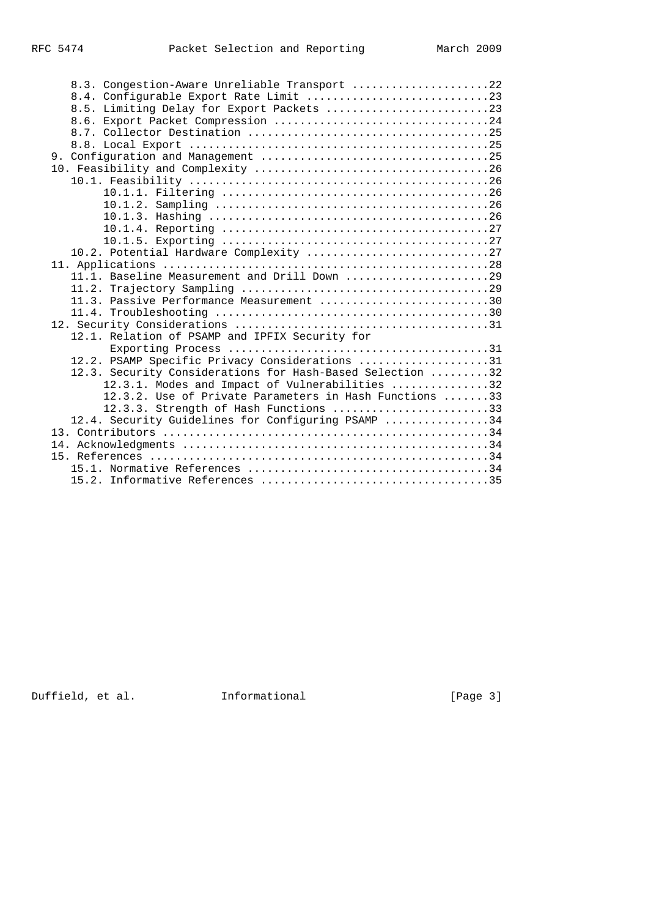8.3. Congestion-Aware Unreliable Transport .....................22
8.4. Configurable Export Rate Limit ............................23
8.5. Limiting Delay for Export Packets .........................23
8.6. Export Packet Compression .................................24
8.7. Collector Destination .....................................25
8.8. Local Export ..............................................25
9. Configuration and Management ...................................25
10. Feasibility and Complexity ....................................26
10.1. Feasibility ..............................................26
10.1.1. Filtering ........................................26
10.1.2. Sampling .........................................26
10.1.3. Hashing ..........................................26
10.1.4. Reporting ........................................27
10.1.5. Exporting ........................................27
10.2. Potential Hardware Complexity ............................27
11. Applications ..................................................28
11.1. Baseline Measurement and Drill Down ......................29
11.2. Trajectory Sampling ......................................29
11.3. Passive Performance Measurement ..........................30
11.4. Troubleshooting ..........................................30
12. Security Considerations .......................................31
12.1. Relation of PSAMP and IPFIX Security for Exporting Process ........................................31
12.2. PSAMP Specific Privacy Considerations ....................31
12.3. Security Considerations for Hash-Based Selection .........32
12.3.1. Modes and Impact of Vulnerabilities ...............32
12.3.2. Use of Private Parameters in Hash Functions .......33
12.3.3. Strength of Hash Functions ........................33
12.4. Security Guidelines for Configuring PSAMP ................34
13. Contributors ..................................................34
14. Acknowledgments ...............................................34
15. References ....................................................34
15.1. Normative References .....................................34
15.2. Informative References ...................................35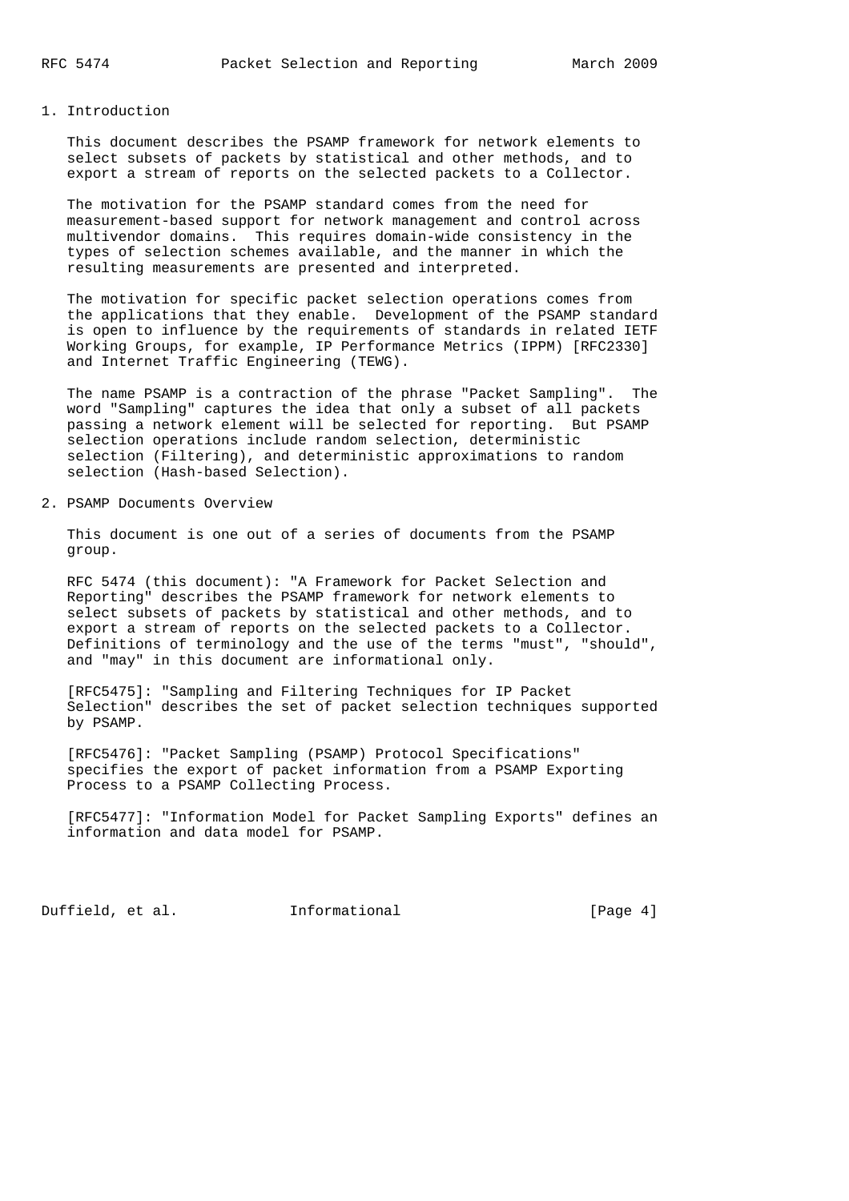## 1. Introduction

This document describes the PSAMP framework for network elements to select subsets of packets by statistical and other methods, and to export a stream of reports on the selected packets to a Collector.

The motivation for the PSAMP standard comes from the need for measurement-based support for network management and control across multivendor domains. This requires domain-wide consistency in the types of selection schemes available, and the manner in which the resulting measurements are presented and interpreted.

The motivation for specific packet selection operations comes from the applications that they enable. Development of the PSAMP standard is open to influence by the requirements of standards in related IETF Working Groups, for example, IP Performance Metrics (IPPM) [RFC2330] and Internet Traffic Engineering (TEWG).

The name PSAMP is a contraction of the phrase "Packet Sampling". The word "Sampling" captures the idea that only a subset of all packets passing a network element will be selected for reporting. But PSAMP selection operations include random selection, deterministic selection (Filtering), and deterministic approximations to random selection (Hash-based Selection).

## 2. PSAMP Documents Overview

This document is one out of a series of documents from the PSAMP group.

RFC 5474 (this document): "A Framework for Packet Selection and Reporting" describes the PSAMP framework for network elements to select subsets of packets by statistical and other methods, and to export a stream of reports on the selected packets to a Collector. Definitions of terminology and the use of the terms "must", "should", and "may" in this document are informational only.

[RFC5475]: "Sampling and Filtering Techniques for IP Packet Selection" describes the set of packet selection techniques supported by PSAMP.

[RFC5476]: "Packet Sampling (PSAMP) Protocol Specifications" specifies the export of packet information from a PSAMP Exporting Process to a PSAMP Collecting Process.

[RFC5477]: "Information Model for Packet Sampling Exports" defines an information and data model for PSAMP.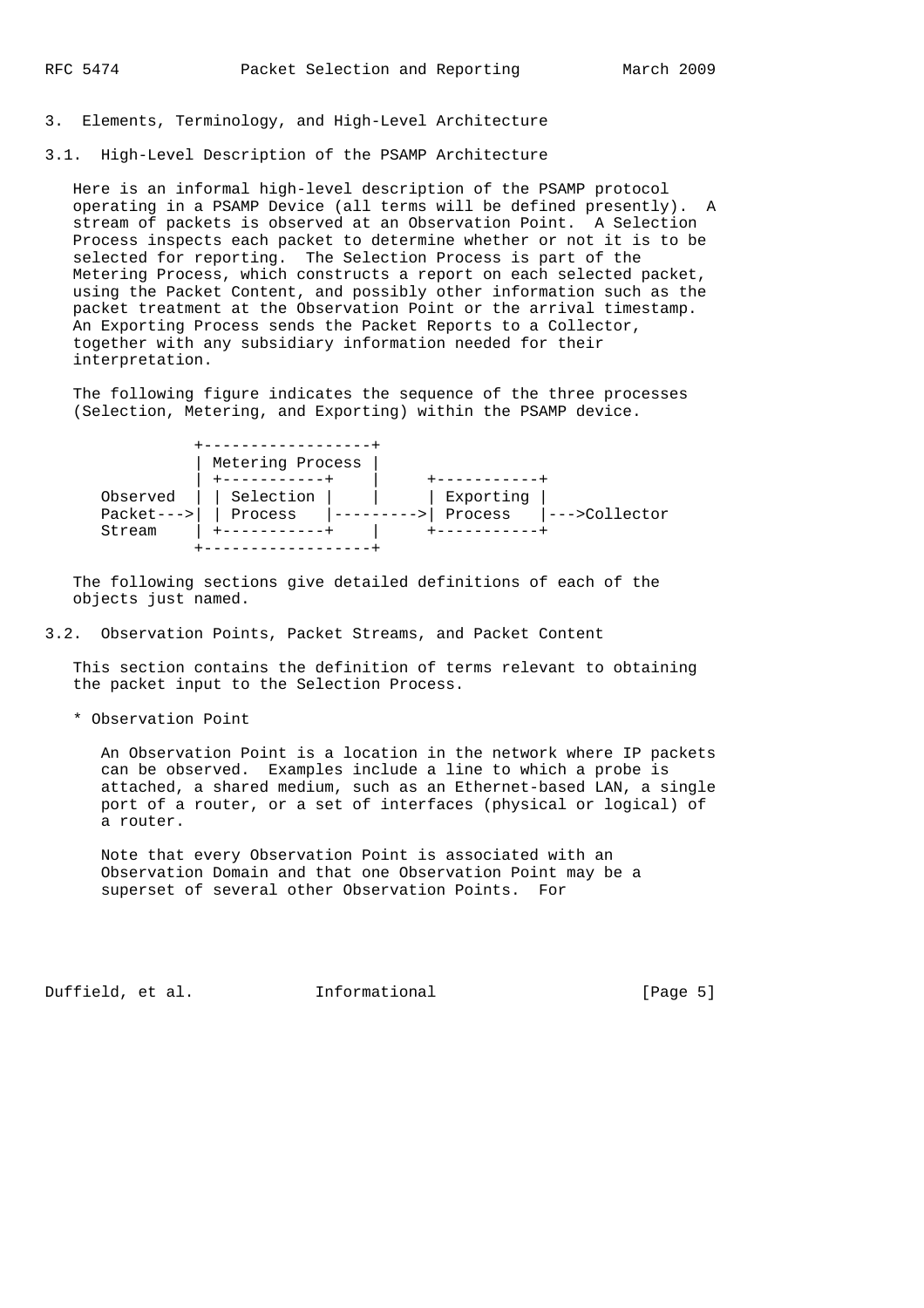## 3. Elements, Terminology, and High-Level Architecture

### 3.1. High-Level Description of the PSAMP Architecture

Here is an informal high-level description of the PSAMP protocol operating in a PSAMP Device (all terms will be defined presently). A stream of packets is observed at an Observation Point. A Selection Process inspects each packet to determine whether or not it is to be selected for reporting. The Selection Process is part of the Metering Process, which constructs a report on each selected packet, using the Packet Content, and possibly other information such as the packet treatment at the Observation Point or the arrival timestamp. An Exporting Process sends the Packet Reports to a Collector, together with any subsidiary information needed for their interpretation.

The following figure indicates the sequence of the three processes (Selection, Metering, and Exporting) within the PSAMP device.

```
             +------------------+
             | Metering Process |
             | +-----------+    |     +-----------+
   Observed  | | Selection |    |     | Exporting |
   Packet--->| | Process   |--------->| Process   |--->Collector
   Stream    | +-----------+    |     +-----------+
             +------------------+
```

The following sections give detailed definitions of each of the objects just named.

### 3.2. Observation Points, Packet Streams, and Packet Content

This section contains the definition of terms relevant to obtaining the packet input to the Selection Process.

* Observation Point

  An Observation Point is a location in the network where IP packets can be observed. Examples include a line to which a probe is attached, a shared medium, such as an Ethernet-based LAN, a single port of a router, or a set of interfaces (physical or logical) of a router.

  Note that every Observation Point is associated with an Observation Domain and that one Observation Point may be a superset of several other Observation Points. For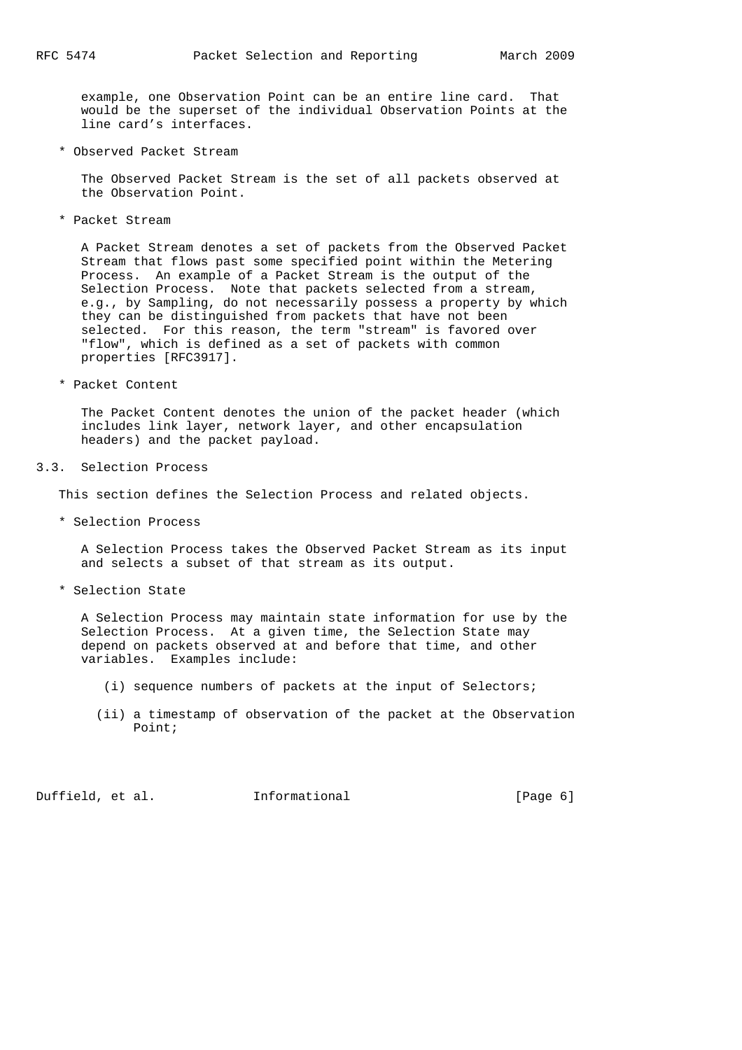example, one Observation Point can be an entire line card. That would be the superset of the individual Observation Points at the line card's interfaces.

* Observed Packet Stream

  The Observed Packet Stream is the set of all packets observed at the Observation Point.

* Packet Stream

  A Packet Stream denotes a set of packets from the Observed Packet Stream that flows past some specified point within the Metering Process. An example of a Packet Stream is the output of the Selection Process. Note that packets selected from a stream, e.g., by Sampling, do not necessarily possess a property by which they can be distinguished from packets that have not been selected. For this reason, the term "stream" is favored over "flow", which is defined as a set of packets with common properties [RFC3917].

* Packet Content

  The Packet Content denotes the union of the packet header (which includes link layer, network layer, and other encapsulation headers) and the packet payload.

## 3.3. Selection Process

This section defines the Selection Process and related objects.

* Selection Process

  A Selection Process takes the Observed Packet Stream as its input and selects a subset of that stream as its output.

* Selection State

  A Selection Process may maintain state information for use by the Selection Process. At a given time, the Selection State may depend on packets observed at and before that time, and other variables. Examples include:

  (i) sequence numbers of packets at the input of Selectors;

  (ii) a timestamp of observation of the packet at the Observation Point;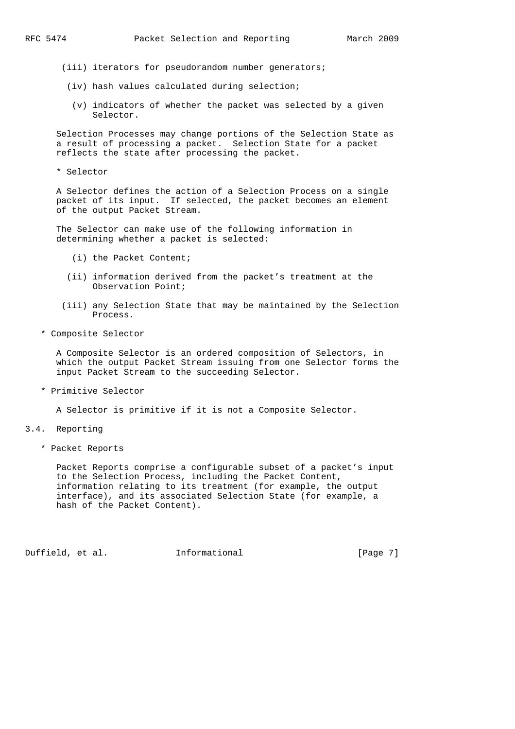(iii) iterators for pseudorandom number generators;

(iv) hash values calculated during selection;

(v) indicators of whether the packet was selected by a given Selector.

Selection Processes may change portions of the Selection State as a result of processing a packet. Selection State for a packet reflects the state after processing the packet.

* Selector

A Selector defines the action of a Selection Process on a single packet of its input. If selected, the packet becomes an element of the output Packet Stream.

The Selector can make use of the following information in determining whether a packet is selected:

(i) the Packet Content;

(ii) information derived from the packet's treatment at the Observation Point;

(iii) any Selection State that may be maintained by the Selection Process.

* Composite Selector

A Composite Selector is an ordered composition of Selectors, in which the output Packet Stream issuing from one Selector forms the input Packet Stream to the succeeding Selector.

* Primitive Selector

A Selector is primitive if it is not a Composite Selector.

## 3.4. Reporting

* Packet Reports

Packet Reports comprise a configurable subset of a packet's input to the Selection Process, including the Packet Content, information relating to its treatment (for example, the output interface), and its associated Selection State (for example, a hash of the Packet Content).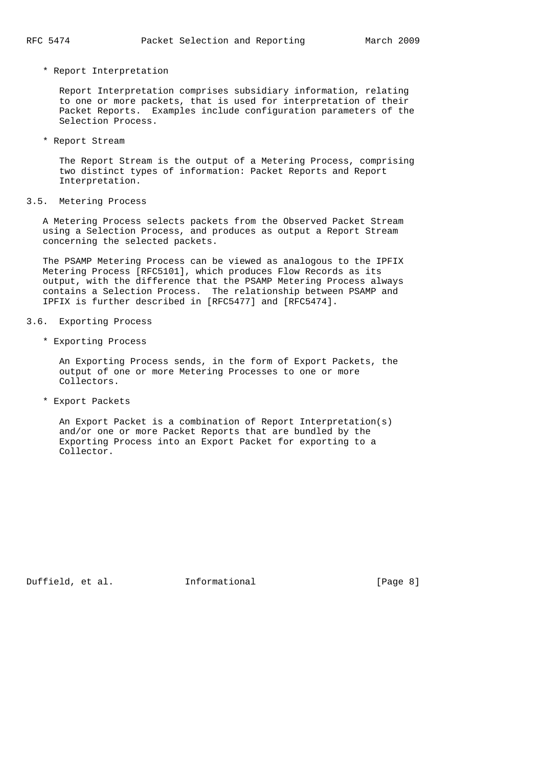* Report Interpretation

  Report Interpretation comprises subsidiary information, relating to one or more packets, that is used for interpretation of their Packet Reports. Examples include configuration parameters of the Selection Process.

* Report Stream

  The Report Stream is the output of a Metering Process, comprising two distinct types of information: Packet Reports and Report Interpretation.

## 3.5. Metering Process

A Metering Process selects packets from the Observed Packet Stream using a Selection Process, and produces as output a Report Stream concerning the selected packets.

The PSAMP Metering Process can be viewed as analogous to the IPFIX Metering Process [RFC5101], which produces Flow Records as its output, with the difference that the PSAMP Metering Process always contains a Selection Process. The relationship between PSAMP and IPFIX is further described in [RFC5477] and [RFC5474].

## 3.6. Exporting Process

* Exporting Process

  An Exporting Process sends, in the form of Export Packets, the output of one or more Metering Processes to one or more Collectors.

* Export Packets

  An Export Packet is a combination of Report Interpretation(s) and/or one or more Packet Reports that are bundled by the Exporting Process into an Export Packet for exporting to a Collector.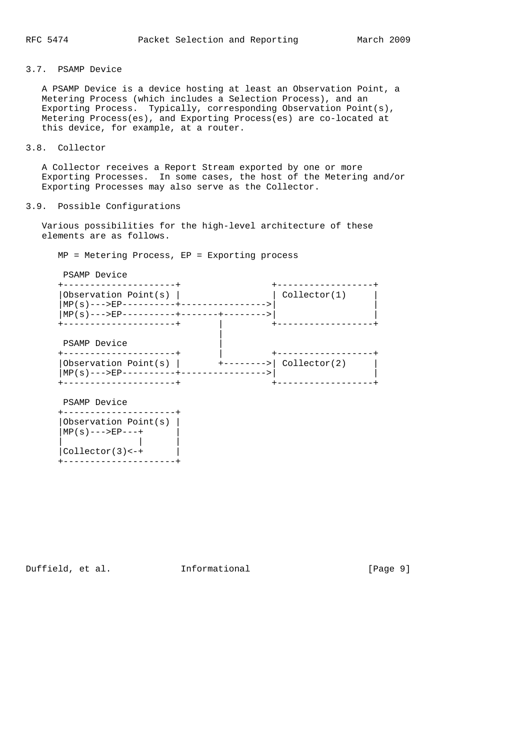### 3.7. PSAMP Device

A PSAMP Device is a device hosting at least an Observation Point, a Metering Process (which includes a Selection Process), and an Exporting Process. Typically, corresponding Observation Point(s), Metering Process(es), and Exporting Process(es) are co-located at this device, for example, at a router.

### 3.8. Collector

A Collector receives a Report Stream exported by one or more Exporting Processes. In some cases, the host of the Metering and/or Exporting Processes may also serve as the Collector.

### 3.9. Possible Configurations

Various possibilities for the high-level architecture of these elements are as follows.

```
   MP = Metering Process, EP = Exporting process

    PSAMP Device
   +---------------------+                 +------------------+
   |Observation Point(s) |                 | Collector(1)     |
   |MP(s)--->EP----------+---------------->|                  |
   |MP(s)--->EP----------+-------+-------->|                  |
   +---------------------+       |         +------------------+
                                 |
    PSAMP Device                 |
   +---------------------+       |         +------------------+
   |Observation Point(s) |       +-------->| Collector(2)     |
   |MP(s)--->EP----------+---------------->|                  |
   +---------------------+                 +------------------+

    PSAMP Device
   +---------------------+
   |Observation Point(s) |
   |MP(s)--->EP---+      |
   |              |      |
   |Collector(3)<-+      |
   +---------------------+
```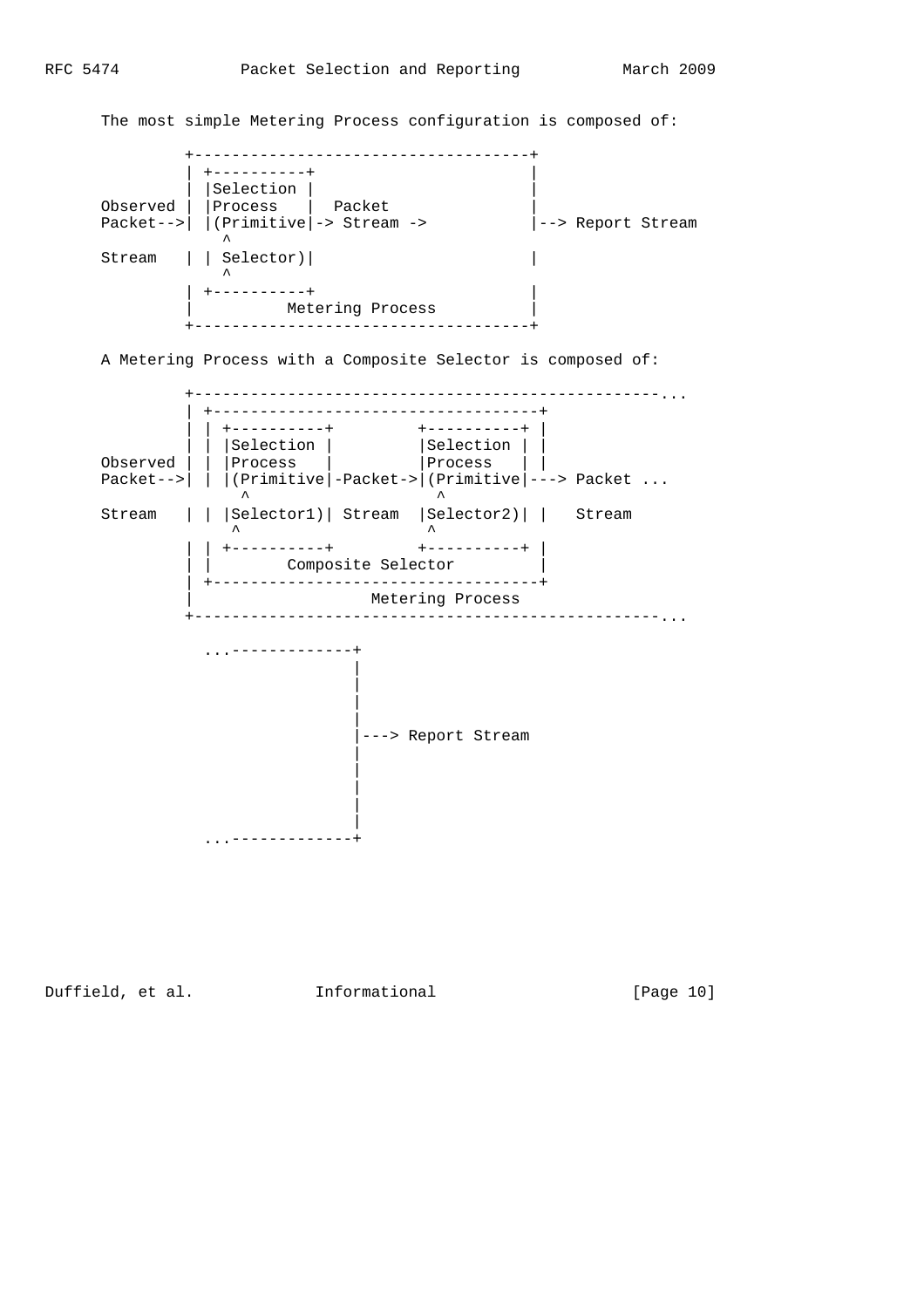The most simple Metering Process configuration is composed of:

```
         +------------------------------------+
         | +----------+                       |
         | |Selection |                       |
Observed | |Process   |  Packet               |
Packet-->| |(Primitive|-> Stream ->           |--> Report Stream
             ^
Stream   | | Selector)|                       |
             ^
         | +----------+                       |
         |          Metering Process          |
         +------------------------------------+
```

A Metering Process with a Composite Selector is composed of:

```
         +--------------------------------------------------...
         | +-----------------------------------+
         | | +----------+         +----------+ |
         | | |Selection |         |Selection | |
Observed | | |Process   |         |Process   | |
Packet-->| | |(Primitive|-Packet->|(Primitive|---> Packet ...
               ^                    ^
Stream   | | |Selector1)| Stream  |Selector2)| |   Stream
               ^                    ^
         | | +----------+         +----------+ |
         | |        Composite Selector         |
         | +-----------------------------------+
         |                  Metering Process
         +--------------------------------------------------...

           ...-------------+
                           |
                           |
                           |
                           |
                           |---> Report Stream
                           |
                           |
                           |
                           |
           ...-------------+
```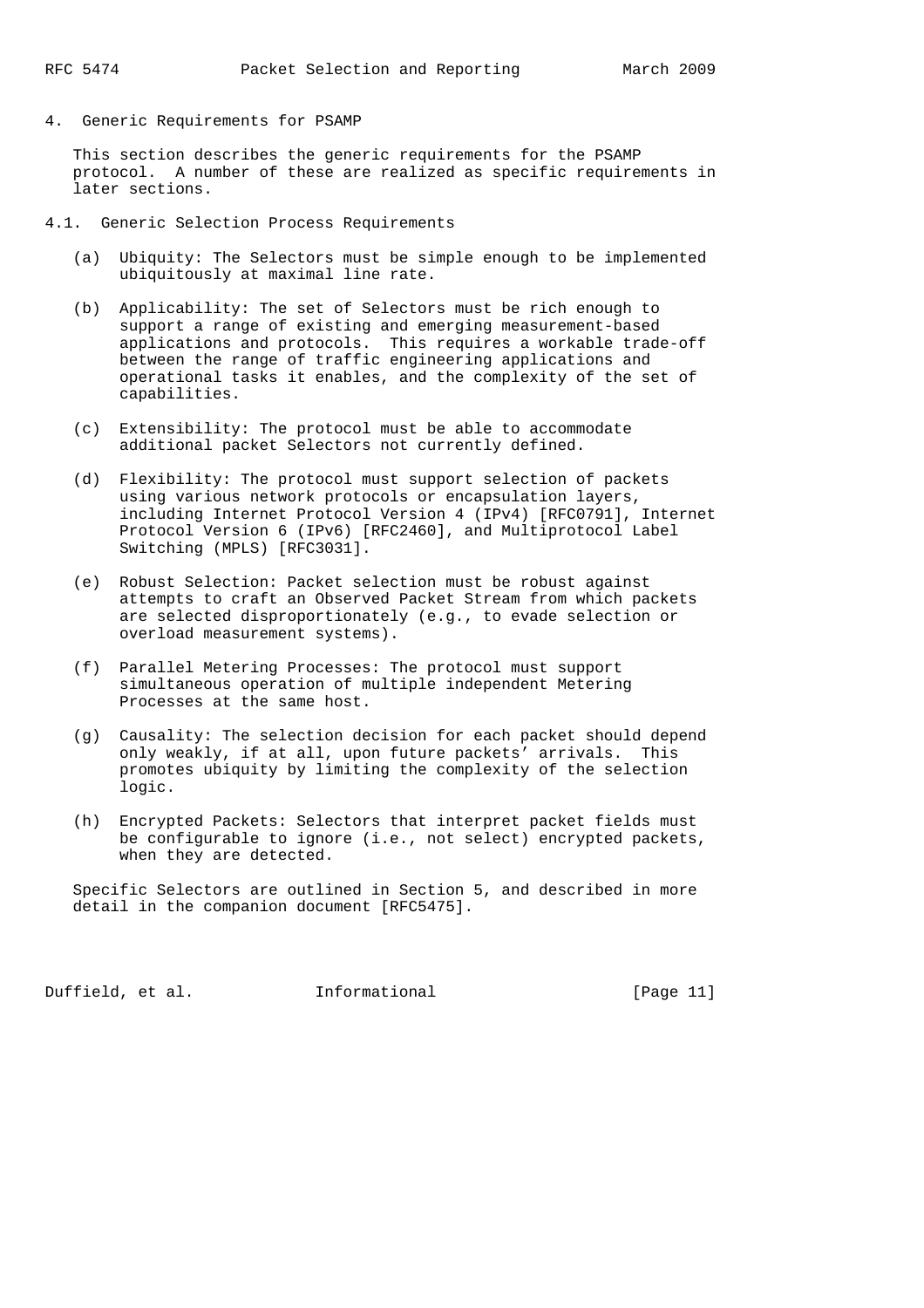## 4. Generic Requirements for PSAMP

This section describes the generic requirements for the PSAMP protocol. A number of these are realized as specific requirements in later sections.

### 4.1. Generic Selection Process Requirements

(a) Ubiquity: The Selectors must be simple enough to be implemented ubiquitously at maximal line rate.

(b) Applicability: The set of Selectors must be rich enough to support a range of existing and emerging measurement-based applications and protocols. This requires a workable trade-off between the range of traffic engineering applications and operational tasks it enables, and the complexity of the set of capabilities.

(c) Extensibility: The protocol must be able to accommodate additional packet Selectors not currently defined.

(d) Flexibility: The protocol must support selection of packets using various network protocols or encapsulation layers, including Internet Protocol Version 4 (IPv4) [RFC0791], Internet Protocol Version 6 (IPv6) [RFC2460], and Multiprotocol Label Switching (MPLS) [RFC3031].

(e) Robust Selection: Packet selection must be robust against attempts to craft an Observed Packet Stream from which packets are selected disproportionately (e.g., to evade selection or overload measurement systems).

(f) Parallel Metering Processes: The protocol must support simultaneous operation of multiple independent Metering Processes at the same host.

(g) Causality: The selection decision for each packet should depend only weakly, if at all, upon future packets' arrivals. This promotes ubiquity by limiting the complexity of the selection logic.

(h) Encrypted Packets: Selectors that interpret packet fields must be configurable to ignore (i.e., not select) encrypted packets, when they are detected.

Specific Selectors are outlined in Section 5, and described in more detail in the companion document [RFC5475].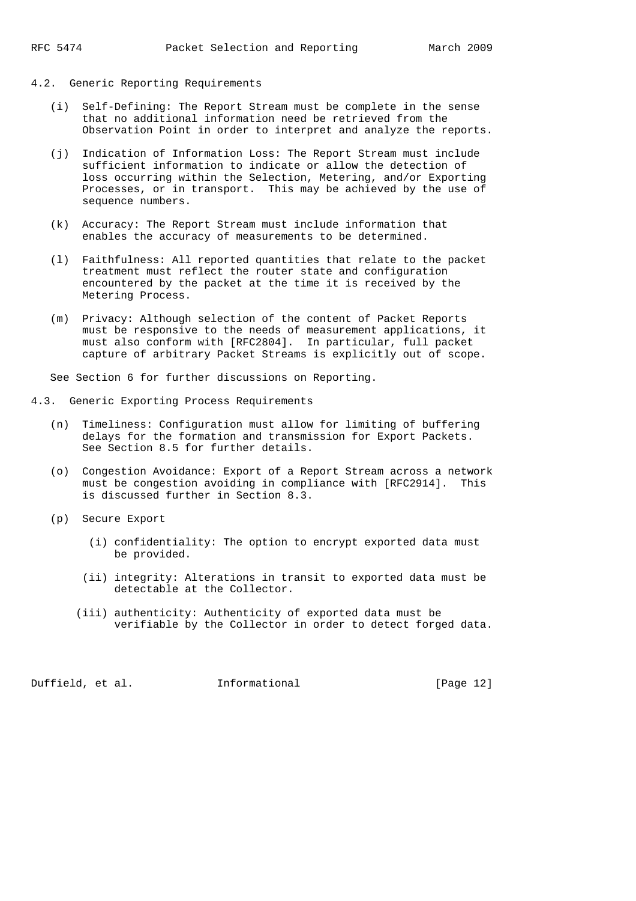## 4.2. Generic Reporting Requirements

(i) Self-Defining: The Report Stream must be complete in the sense that no additional information need be retrieved from the Observation Point in order to interpret and analyze the reports.

(j) Indication of Information Loss: The Report Stream must include sufficient information to indicate or allow the detection of loss occurring within the Selection, Metering, and/or Exporting Processes, or in transport. This may be achieved by the use of sequence numbers.

(k) Accuracy: The Report Stream must include information that enables the accuracy of measurements to be determined.

(l) Faithfulness: All reported quantities that relate to the packet treatment must reflect the router state and configuration encountered by the packet at the time it is received by the Metering Process.

(m) Privacy: Although selection of the content of Packet Reports must be responsive to the needs of measurement applications, it must also conform with [RFC2804]. In particular, full packet capture of arbitrary Packet Streams is explicitly out of scope.

See Section 6 for further discussions on Reporting.

## 4.3. Generic Exporting Process Requirements

(n) Timeliness: Configuration must allow for limiting of buffering delays for the formation and transmission for Export Packets. See Section 8.5 for further details.

(o) Congestion Avoidance: Export of a Report Stream across a network must be congestion avoiding in compliance with [RFC2914]. This is discussed further in Section 8.3.

(p) Secure Export

- (i) confidentiality: The option to encrypt exported data must be provided.
- (ii) integrity: Alterations in transit to exported data must be detectable at the Collector.
- (iii) authenticity: Authenticity of exported data must be verifiable by the Collector in order to detect forged data.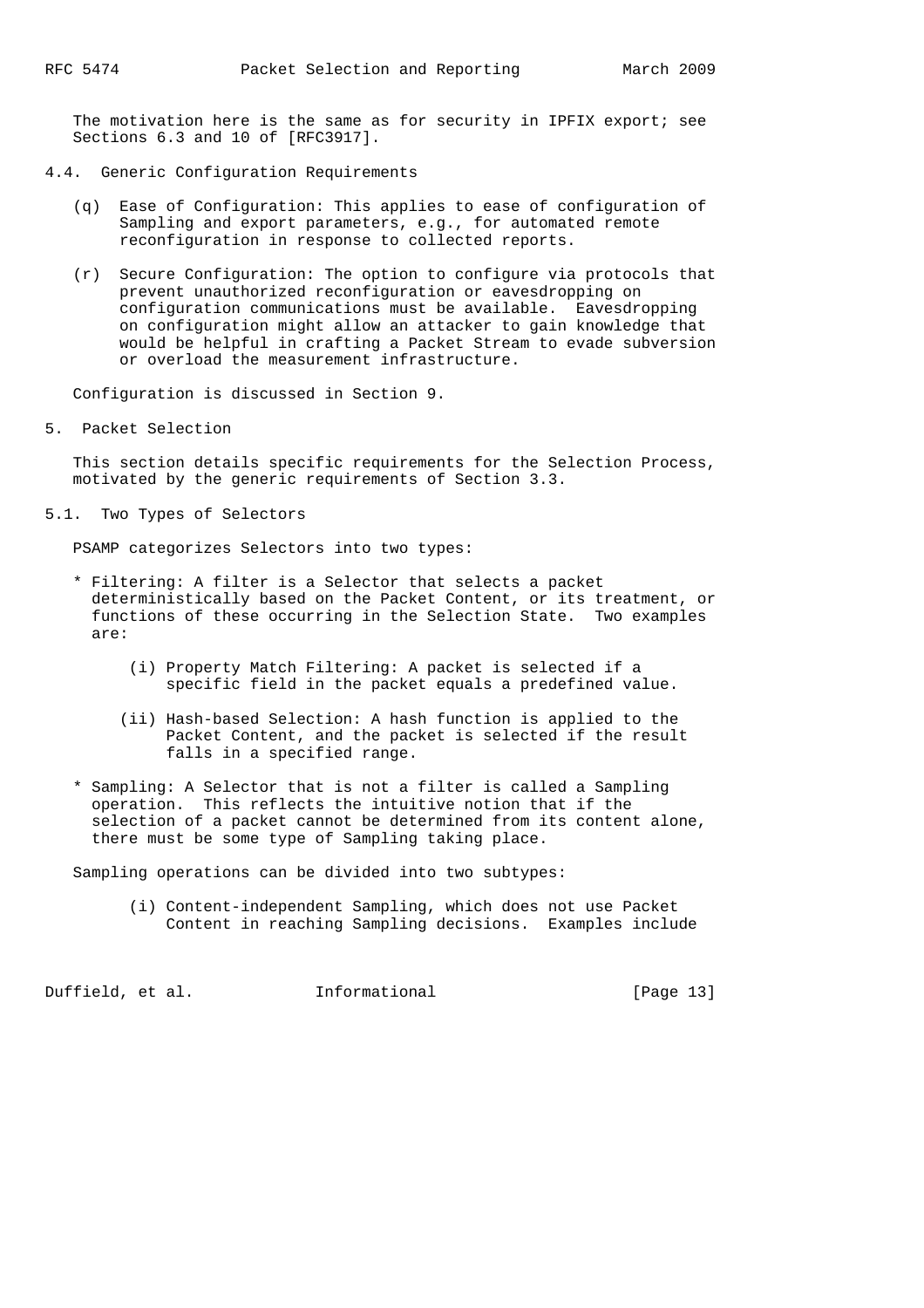The motivation here is the same as for security in IPFIX export; see Sections 6.3 and 10 of [RFC3917].

### 4.4. Generic Configuration Requirements

(q) Ease of Configuration: This applies to ease of configuration of Sampling and export parameters, e.g., for automated remote reconfiguration in response to collected reports.

(r) Secure Configuration: The option to configure via protocols that prevent unauthorized reconfiguration or eavesdropping on configuration communications must be available. Eavesdropping on configuration might allow an attacker to gain knowledge that would be helpful in crafting a Packet Stream to evade subversion or overload the measurement infrastructure.

Configuration is discussed in Section 9.

## 5. Packet Selection

This section details specific requirements for the Selection Process, motivated by the generic requirements of Section 3.3.

### 5.1. Two Types of Selectors

PSAMP categorizes Selectors into two types:

* Filtering: A filter is a Selector that selects a packet deterministically based on the Packet Content, or its treatment, or functions of these occurring in the Selection State. Two examples are:

  (i) Property Match Filtering: A packet is selected if a specific field in the packet equals a predefined value.

  (ii) Hash-based Selection: A hash function is applied to the Packet Content, and the packet is selected if the result falls in a specified range.

* Sampling: A Selector that is not a filter is called a Sampling operation. This reflects the intuitive notion that if the selection of a packet cannot be determined from its content alone, there must be some type of Sampling taking place.

Sampling operations can be divided into two subtypes:

  (i) Content-independent Sampling, which does not use Packet Content in reaching Sampling decisions. Examples include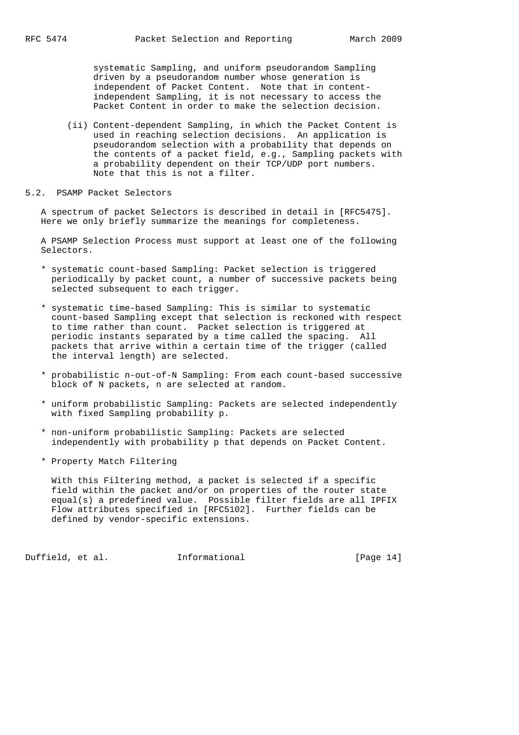systematic Sampling, and uniform pseudorandom Sampling driven by a pseudorandom number whose generation is independent of Packet Content. Note that in content-independent Sampling, it is not necessary to access the Packet Content in order to make the selection decision.

(ii) Content-dependent Sampling, in which the Packet Content is used in reaching selection decisions. An application is pseudorandom selection with a probability that depends on the contents of a packet field, e.g., Sampling packets with a probability dependent on their TCP/UDP port numbers. Note that this is not a filter.

## 5.2. PSAMP Packet Selectors

A spectrum of packet Selectors is described in detail in [RFC5475]. Here we only briefly summarize the meanings for completeness.

A PSAMP Selection Process must support at least one of the following Selectors.

* systematic count-based Sampling: Packet selection is triggered periodically by packet count, a number of successive packets being selected subsequent to each trigger.

* systematic time-based Sampling: This is similar to systematic count-based Sampling except that selection is reckoned with respect to time rather than count. Packet selection is triggered at periodic instants separated by a time called the spacing. All packets that arrive within a certain time of the trigger (called the interval length) are selected.

* probabilistic n-out-of-N Sampling: From each count-based successive block of N packets, n are selected at random.

* uniform probabilistic Sampling: Packets are selected independently with fixed Sampling probability p.

* non-uniform probabilistic Sampling: Packets are selected independently with probability p that depends on Packet Content.

* Property Match Filtering

  With this Filtering method, a packet is selected if a specific field within the packet and/or on properties of the router state equal(s) a predefined value. Possible filter fields are all IPFIX Flow attributes specified in [RFC5102]. Further fields can be defined by vendor-specific extensions.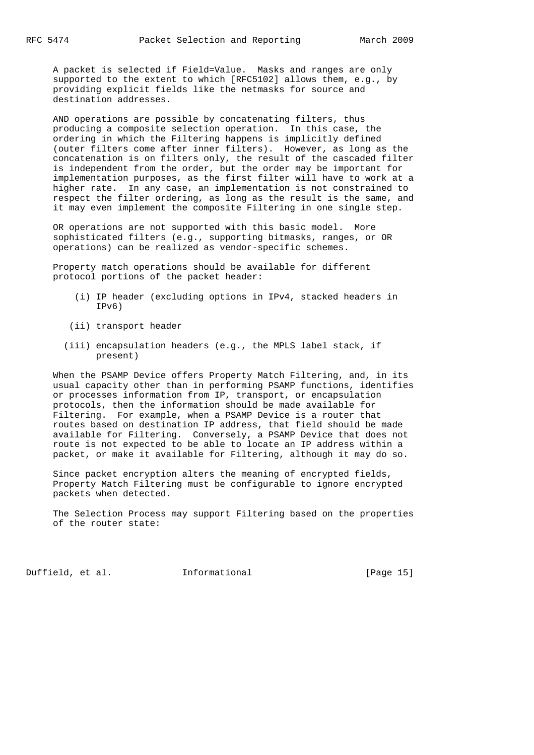A packet is selected if Field=Value. Masks and ranges are only supported to the extent to which [RFC5102] allows them, e.g., by providing explicit fields like the netmasks for source and destination addresses.

AND operations are possible by concatenating filters, thus producing a composite selection operation. In this case, the ordering in which the Filtering happens is implicitly defined (outer filters come after inner filters). However, as long as the concatenation is on filters only, the result of the cascaded filter is independent from the order, but the order may be important for implementation purposes, as the first filter will have to work at a higher rate. In any case, an implementation is not constrained to respect the filter ordering, as long as the result is the same, and it may even implement the composite Filtering in one single step.

OR operations are not supported with this basic model. More sophisticated filters (e.g., supporting bitmasks, ranges, or OR operations) can be realized as vendor-specific schemes.

Property match operations should be available for different protocol portions of the packet header:

(i) IP header (excluding options in IPv4, stacked headers in IPv6)

(ii) transport header

(iii) encapsulation headers (e.g., the MPLS label stack, if present)

When the PSAMP Device offers Property Match Filtering, and, in its usual capacity other than in performing PSAMP functions, identifies or processes information from IP, transport, or encapsulation protocols, then the information should be made available for Filtering. For example, when a PSAMP Device is a router that routes based on destination IP address, that field should be made available for Filtering. Conversely, a PSAMP Device that does not route is not expected to be able to locate an IP address within a packet, or make it available for Filtering, although it may do so.

Since packet encryption alters the meaning of encrypted fields, Property Match Filtering must be configurable to ignore encrypted packets when detected.

The Selection Process may support Filtering based on the properties of the router state: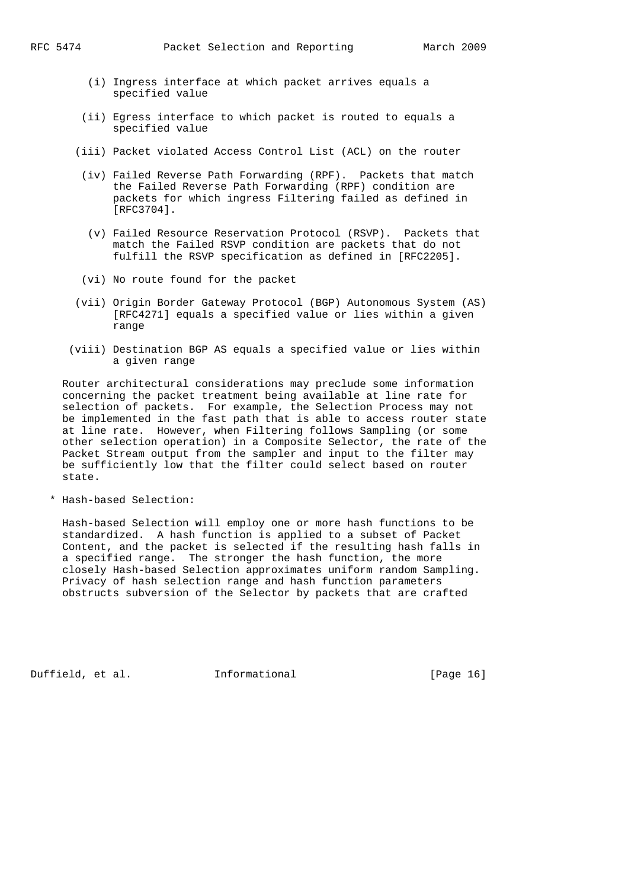(i) Ingress interface at which packet arrives equals a specified value

(ii) Egress interface to which packet is routed to equals a specified value

(iii) Packet violated Access Control List (ACL) on the router

(iv) Failed Reverse Path Forwarding (RPF). Packets that match the Failed Reverse Path Forwarding (RPF) condition are packets for which ingress Filtering failed as defined in [RFC3704].

(v) Failed Resource Reservation Protocol (RSVP). Packets that match the Failed RSVP condition are packets that do not fulfill the RSVP specification as defined in [RFC2205].

(vi) No route found for the packet

(vii) Origin Border Gateway Protocol (BGP) Autonomous System (AS) [RFC4271] equals a specified value or lies within a given range

(viii) Destination BGP AS equals a specified value or lies within a given range

Router architectural considerations may preclude some information concerning the packet treatment being available at line rate for selection of packets. For example, the Selection Process may not be implemented in the fast path that is able to access router state at line rate. However, when Filtering follows Sampling (or some other selection operation) in a Composite Selector, the rate of the Packet Stream output from the sampler and input to the filter may be sufficiently low that the filter could select based on router state.

* Hash-based Selection:

  Hash-based Selection will employ one or more hash functions to be standardized. A hash function is applied to a subset of Packet Content, and the packet is selected if the resulting hash falls in a specified range. The stronger the hash function, the more closely Hash-based Selection approximates uniform random Sampling. Privacy of hash selection range and hash function parameters obstructs subversion of the Selector by packets that are crafted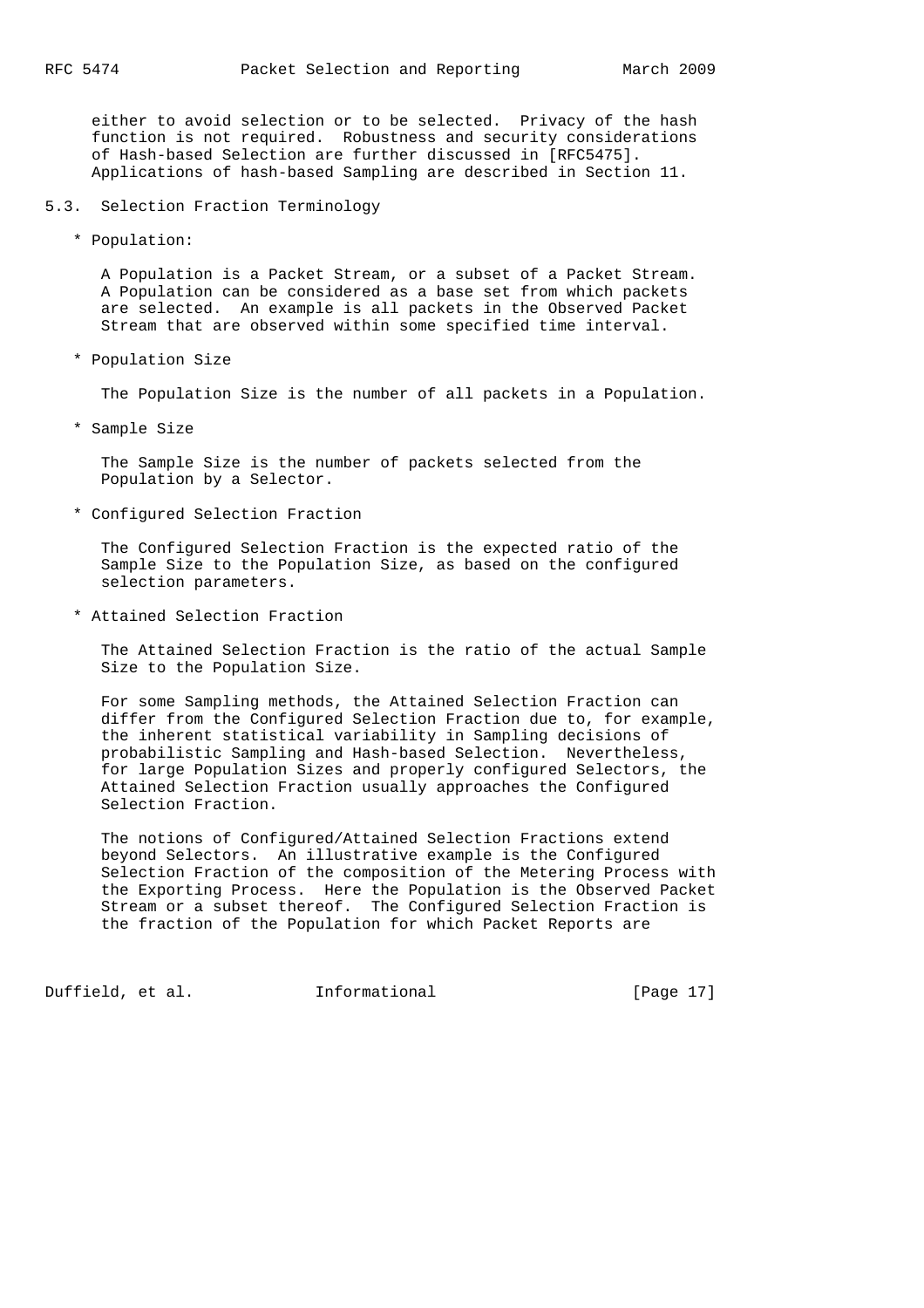either to avoid selection or to be selected. Privacy of the hash function is not required. Robustness and security considerations of Hash-based Selection are further discussed in [RFC5475]. Applications of hash-based Sampling are described in Section 11.

### 5.3. Selection Fraction Terminology

* Population:

  A Population is a Packet Stream, or a subset of a Packet Stream. A Population can be considered as a base set from which packets are selected. An example is all packets in the Observed Packet Stream that are observed within some specified time interval.

* Population Size

  The Population Size is the number of all packets in a Population.

* Sample Size

  The Sample Size is the number of packets selected from the Population by a Selector.

* Configured Selection Fraction

  The Configured Selection Fraction is the expected ratio of the Sample Size to the Population Size, as based on the configured selection parameters.

* Attained Selection Fraction

  The Attained Selection Fraction is the ratio of the actual Sample Size to the Population Size.

  For some Sampling methods, the Attained Selection Fraction can differ from the Configured Selection Fraction due to, for example, the inherent statistical variability in Sampling decisions of probabilistic Sampling and Hash-based Selection. Nevertheless, for large Population Sizes and properly configured Selectors, the Attained Selection Fraction usually approaches the Configured Selection Fraction.

  The notions of Configured/Attained Selection Fractions extend beyond Selectors. An illustrative example is the Configured Selection Fraction of the composition of the Metering Process with the Exporting Process. Here the Population is the Observed Packet Stream or a subset thereof. The Configured Selection Fraction is the fraction of the Population for which Packet Reports are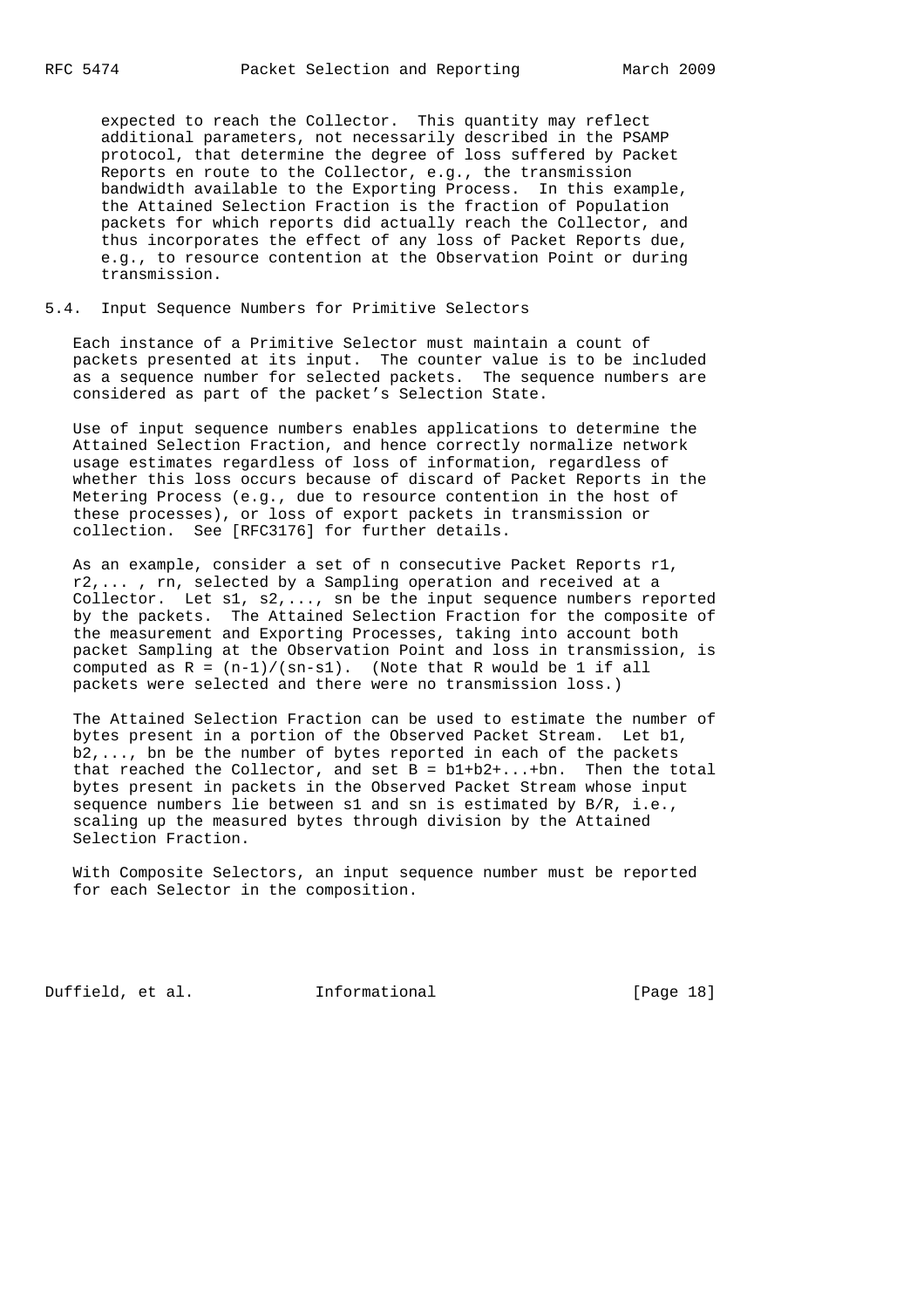expected to reach the Collector. This quantity may reflect additional parameters, not necessarily described in the PSAMP protocol, that determine the degree of loss suffered by Packet Reports en route to the Collector, e.g., the transmission bandwidth available to the Exporting Process. In this example, the Attained Selection Fraction is the fraction of Population packets for which reports did actually reach the Collector, and thus incorporates the effect of any loss of Packet Reports due, e.g., to resource contention at the Observation Point or during transmission.

## 5.4. Input Sequence Numbers for Primitive Selectors

Each instance of a Primitive Selector must maintain a count of packets presented at its input. The counter value is to be included as a sequence number for selected packets. The sequence numbers are considered as part of the packet's Selection State.

Use of input sequence numbers enables applications to determine the Attained Selection Fraction, and hence correctly normalize network usage estimates regardless of loss of information, regardless of whether this loss occurs because of discard of Packet Reports in the Metering Process (e.g., due to resource contention in the host of these processes), or loss of export packets in transmission or collection. See [RFC3176] for further details.

As an example, consider a set of n consecutive Packet Reports $r_1, r_2, \ldots, r_n$, selected by a Sampling operation and received at a Collector. Let $s_1, s_2, \ldots, s_n$ be the input sequence numbers reported by the packets. The Attained Selection Fraction for the composite of the measurement and Exporting Processes, taking into account both packet Sampling at the Observation Point and loss in transmission, is computed as $R = (n-1)/(s_n-s_1)$. (Note that R would be 1 if all packets were selected and there were no transmission loss.)

The Attained Selection Fraction can be used to estimate the number of bytes present in a portion of the Observed Packet Stream. Let $b_1, b_2, \ldots, b_n$ be the number of bytes reported in each of the packets that reached the Collector, and set $B = b_1+b_2+\ldots+b_n$. Then the total bytes present in packets in the Observed Packet Stream whose input sequence numbers lie between $s_1$ and $s_n$ is estimated by $B/R$, i.e., scaling up the measured bytes through division by the Attained Selection Fraction.

With Composite Selectors, an input sequence number must be reported for each Selector in the composition.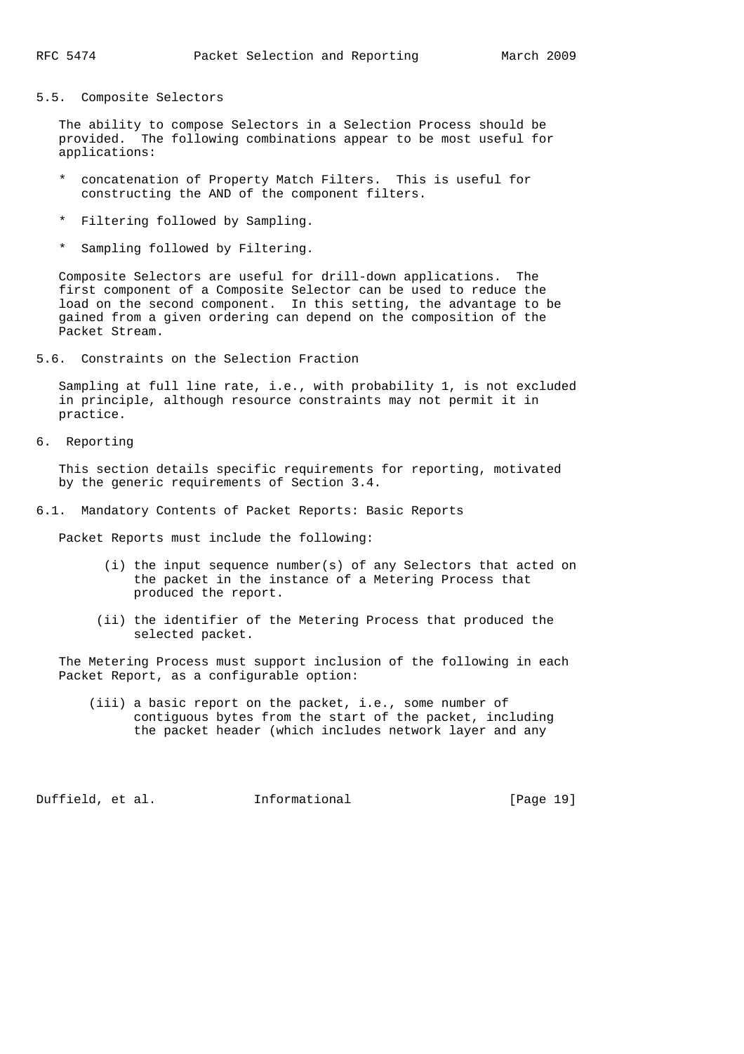### 5.5. Composite Selectors

The ability to compose Selectors in a Selection Process should be provided. The following combinations appear to be most useful for applications:

* concatenation of Property Match Filters. This is useful for constructing the AND of the component filters.

* Filtering followed by Sampling.

* Sampling followed by Filtering.

Composite Selectors are useful for drill-down applications. The first component of a Composite Selector can be used to reduce the load on the second component. In this setting, the advantage to be gained from a given ordering can depend on the composition of the Packet Stream.

### 5.6. Constraints on the Selection Fraction

Sampling at full line rate, i.e., with probability 1, is not excluded in principle, although resource constraints may not permit it in practice.

## 6. Reporting

This section details specific requirements for reporting, motivated by the generic requirements of Section 3.4.

### 6.1. Mandatory Contents of Packet Reports: Basic Reports

Packet Reports must include the following:

(i) the input sequence number(s) of any Selectors that acted on the packet in the instance of a Metering Process that produced the report.

(ii) the identifier of the Metering Process that produced the selected packet.

The Metering Process must support inclusion of the following in each Packet Report, as a configurable option:

(iii) a basic report on the packet, i.e., some number of contiguous bytes from the start of the packet, including the packet header (which includes network layer and any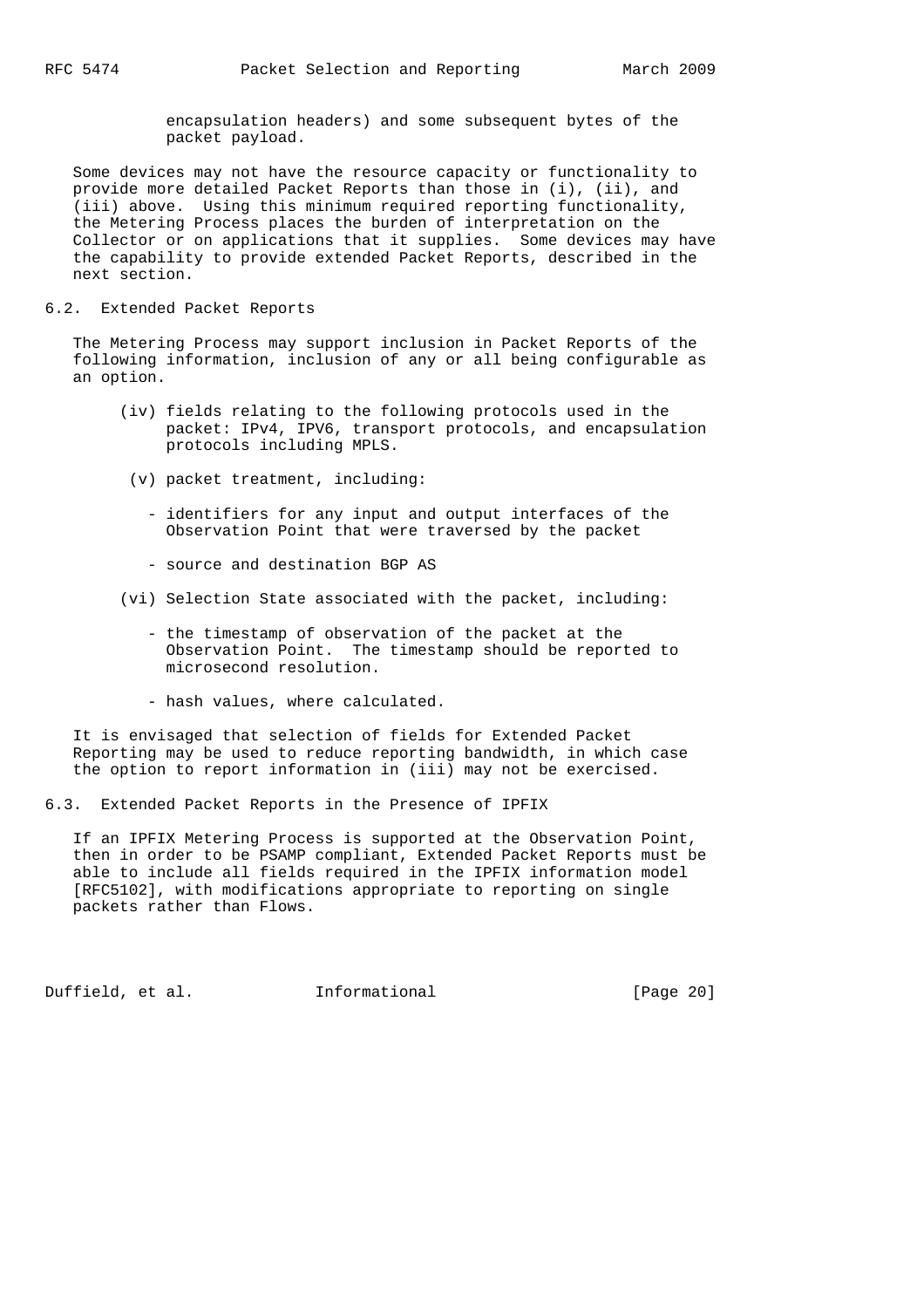encapsulation headers) and some subsequent bytes of the packet payload.

Some devices may not have the resource capacity or functionality to provide more detailed Packet Reports than those in (i), (ii), and (iii) above. Using this minimum required reporting functionality, the Metering Process places the burden of interpretation on the Collector or on applications that it supplies. Some devices may have the capability to provide extended Packet Reports, described in the next section.

## 6.2. Extended Packet Reports

The Metering Process may support inclusion in Packet Reports of the following information, inclusion of any or all being configurable as an option.

(iv) fields relating to the following protocols used in the packet: IPv4, IPV6, transport protocols, and encapsulation protocols including MPLS.

(v) packet treatment, including:

- identifiers for any input and output interfaces of the Observation Point that were traversed by the packet
- source and destination BGP AS

(vi) Selection State associated with the packet, including:

- the timestamp of observation of the packet at the Observation Point. The timestamp should be reported to microsecond resolution.
- hash values, where calculated.

It is envisaged that selection of fields for Extended Packet Reporting may be used to reduce reporting bandwidth, in which case the option to report information in (iii) may not be exercised.

## 6.3. Extended Packet Reports in the Presence of IPFIX

If an IPFIX Metering Process is supported at the Observation Point, then in order to be PSAMP compliant, Extended Packet Reports must be able to include all fields required in the IPFIX information model [RFC5102], with modifications appropriate to reporting on single packets rather than Flows.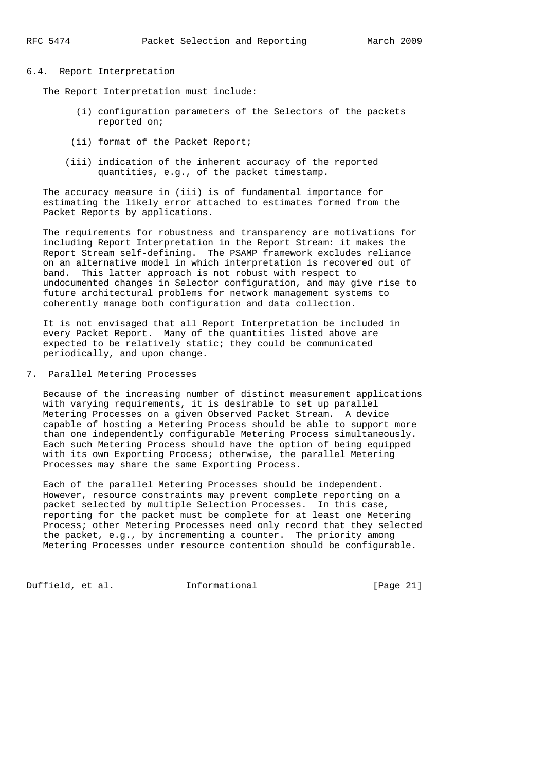### 6.4. Report Interpretation

The Report Interpretation must include:

(i) configuration parameters of the Selectors of the packets reported on;

(ii) format of the Packet Report;

(iii) indication of the inherent accuracy of the reported quantities, e.g., of the packet timestamp.

The accuracy measure in (iii) is of fundamental importance for estimating the likely error attached to estimates formed from the Packet Reports by applications.

The requirements for robustness and transparency are motivations for including Report Interpretation in the Report Stream: it makes the Report Stream self-defining. The PSAMP framework excludes reliance on an alternative model in which interpretation is recovered out of band. This latter approach is not robust with respect to undocumented changes in Selector configuration, and may give rise to future architectural problems for network management systems to coherently manage both configuration and data collection.

It is not envisaged that all Report Interpretation be included in every Packet Report. Many of the quantities listed above are expected to be relatively static; they could be communicated periodically, and upon change.

## 7. Parallel Metering Processes

Because of the increasing number of distinct measurement applications with varying requirements, it is desirable to set up parallel Metering Processes on a given Observed Packet Stream. A device capable of hosting a Metering Process should be able to support more than one independently configurable Metering Process simultaneously. Each such Metering Process should have the option of being equipped with its own Exporting Process; otherwise, the parallel Metering Processes may share the same Exporting Process.

Each of the parallel Metering Processes should be independent. However, resource constraints may prevent complete reporting on a packet selected by multiple Selection Processes. In this case, reporting for the packet must be complete for at least one Metering Process; other Metering Processes need only record that they selected the packet, e.g., by incrementing a counter. The priority among Metering Processes under resource contention should be configurable.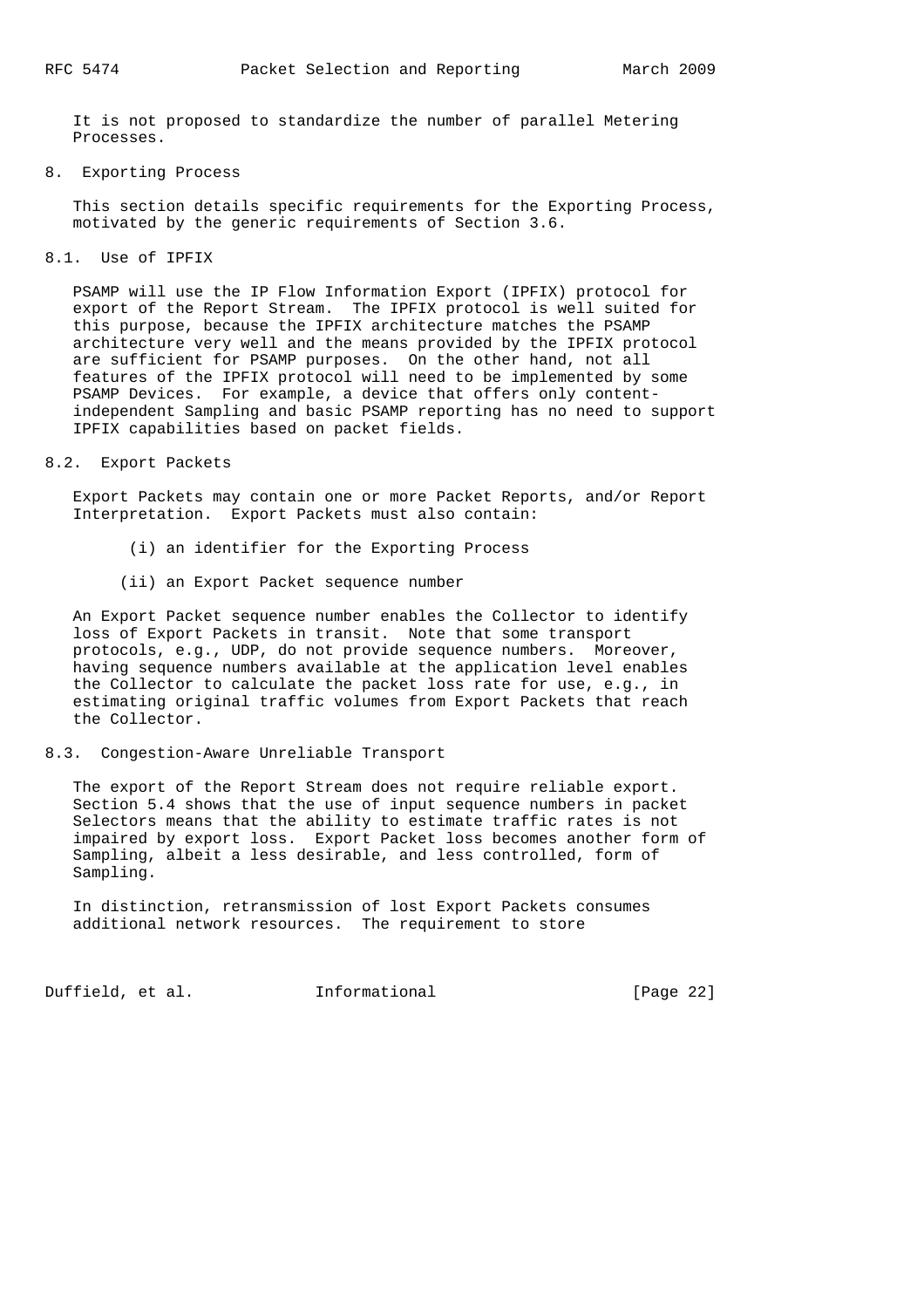It is not proposed to standardize the number of parallel Metering Processes.

## 8. Exporting Process

This section details specific requirements for the Exporting Process, motivated by the generic requirements of Section 3.6.

### 8.1. Use of IPFIX

PSAMP will use the IP Flow Information Export (IPFIX) protocol for export of the Report Stream. The IPFIX protocol is well suited for this purpose, because the IPFIX architecture matches the PSAMP architecture very well and the means provided by the IPFIX protocol are sufficient for PSAMP purposes. On the other hand, not all features of the IPFIX protocol will need to be implemented by some PSAMP Devices. For example, a device that offers only content-independent Sampling and basic PSAMP reporting has no need to support IPFIX capabilities based on packet fields.

### 8.2. Export Packets

Export Packets may contain one or more Packet Reports, and/or Report Interpretation. Export Packets must also contain:

(i) an identifier for the Exporting Process

(ii) an Export Packet sequence number

An Export Packet sequence number enables the Collector to identify loss of Export Packets in transit. Note that some transport protocols, e.g., UDP, do not provide sequence numbers. Moreover, having sequence numbers available at the application level enables the Collector to calculate the packet loss rate for use, e.g., in estimating original traffic volumes from Export Packets that reach the Collector.

### 8.3. Congestion-Aware Unreliable Transport

The export of the Report Stream does not require reliable export. Section 5.4 shows that the use of input sequence numbers in packet Selectors means that the ability to estimate traffic rates is not impaired by export loss. Export Packet loss becomes another form of Sampling, albeit a less desirable, and less controlled, form of Sampling.

In distinction, retransmission of lost Export Packets consumes additional network resources. The requirement to store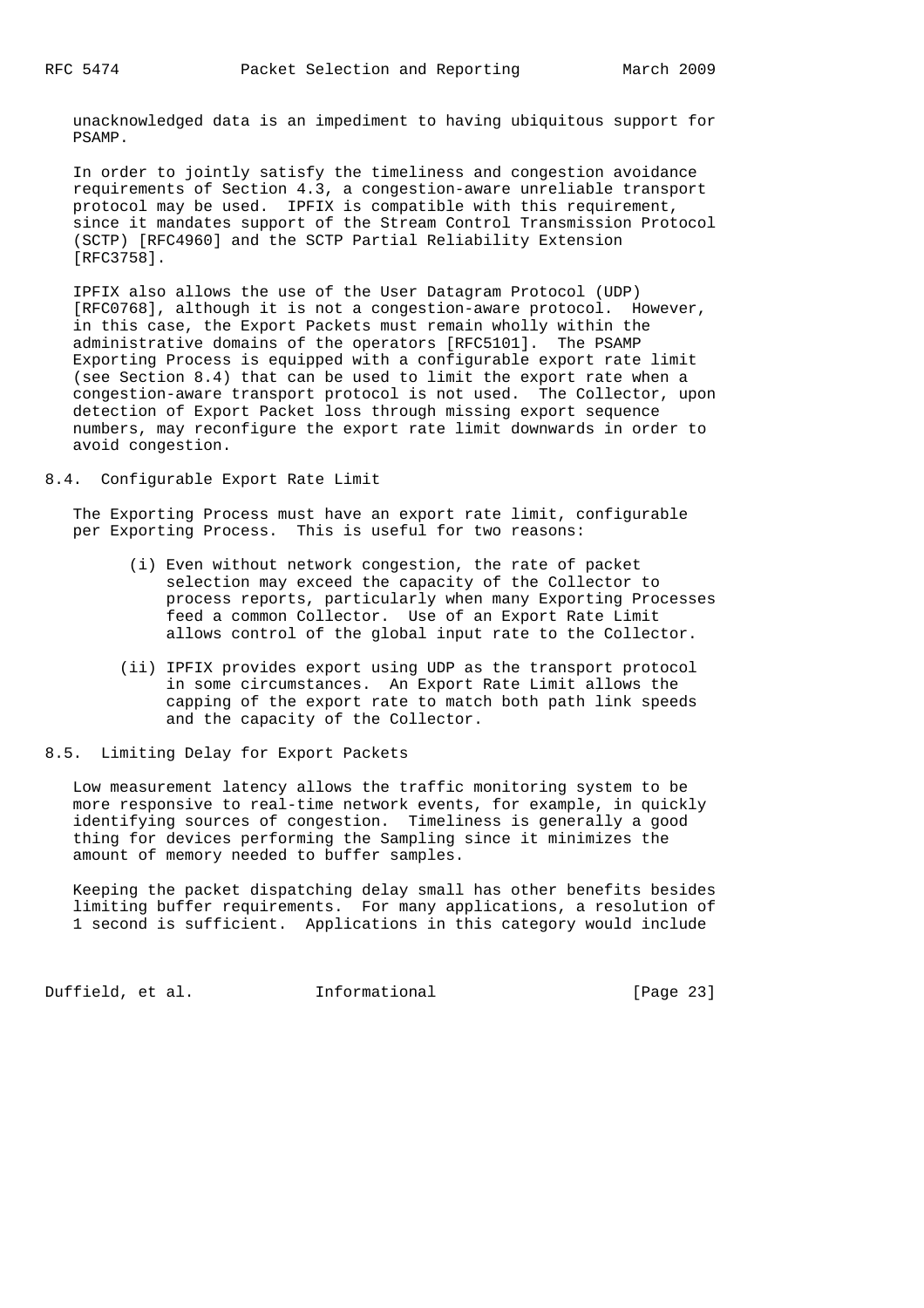unacknowledged data is an impediment to having ubiquitous support for PSAMP.

In order to jointly satisfy the timeliness and congestion avoidance requirements of Section 4.3, a congestion-aware unreliable transport protocol may be used. IPFIX is compatible with this requirement, since it mandates support of the Stream Control Transmission Protocol (SCTP) [RFC4960] and the SCTP Partial Reliability Extension [RFC3758].

IPFIX also allows the use of the User Datagram Protocol (UDP) [RFC0768], although it is not a congestion-aware protocol. However, in this case, the Export Packets must remain wholly within the administrative domains of the operators [RFC5101]. The PSAMP Exporting Process is equipped with a configurable export rate limit (see Section 8.4) that can be used to limit the export rate when a congestion-aware transport protocol is not used. The Collector, upon detection of Export Packet loss through missing export sequence numbers, may reconfigure the export rate limit downwards in order to avoid congestion.

## 8.4. Configurable Export Rate Limit

The Exporting Process must have an export rate limit, configurable per Exporting Process. This is useful for two reasons:

(i) Even without network congestion, the rate of packet selection may exceed the capacity of the Collector to process reports, particularly when many Exporting Processes feed a common Collector. Use of an Export Rate Limit allows control of the global input rate to the Collector.

(ii) IPFIX provides export using UDP as the transport protocol in some circumstances. An Export Rate Limit allows the capping of the export rate to match both path link speeds and the capacity of the Collector.

## 8.5. Limiting Delay for Export Packets

Low measurement latency allows the traffic monitoring system to be more responsive to real-time network events, for example, in quickly identifying sources of congestion. Timeliness is generally a good thing for devices performing the Sampling since it minimizes the amount of memory needed to buffer samples.

Keeping the packet dispatching delay small has other benefits besides limiting buffer requirements. For many applications, a resolution of 1 second is sufficient. Applications in this category would include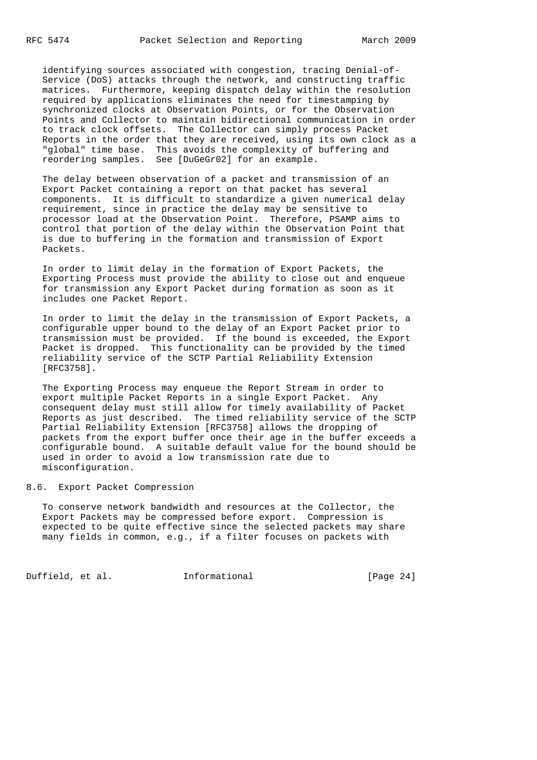identifying sources associated with congestion, tracing Denial-of-Service (DoS) attacks through the network, and constructing traffic matrices. Furthermore, keeping dispatch delay within the resolution required by applications eliminates the need for timestamping by synchronized clocks at Observation Points, or for the Observation Points and Collector to maintain bidirectional communication in order to track clock offsets. The Collector can simply process Packet Reports in the order that they are received, using its own clock as a "global" time base. This avoids the complexity of buffering and reordering samples. See [DuGeGr02] for an example.

The delay between observation of a packet and transmission of an Export Packet containing a report on that packet has several components. It is difficult to standardize a given numerical delay requirement, since in practice the delay may be sensitive to processor load at the Observation Point. Therefore, PSAMP aims to control that portion of the delay within the Observation Point that is due to buffering in the formation and transmission of Export Packets.

In order to limit delay in the formation of Export Packets, the Exporting Process must provide the ability to close out and enqueue for transmission any Export Packet during formation as soon as it includes one Packet Report.

In order to limit the delay in the transmission of Export Packets, a configurable upper bound to the delay of an Export Packet prior to transmission must be provided. If the bound is exceeded, the Export Packet is dropped. This functionality can be provided by the timed reliability service of the SCTP Partial Reliability Extension [RFC3758].

The Exporting Process may enqueue the Report Stream in order to export multiple Packet Reports in a single Export Packet. Any consequent delay must still allow for timely availability of Packet Reports as just described. The timed reliability service of the SCTP Partial Reliability Extension [RFC3758] allows the dropping of packets from the export buffer once their age in the buffer exceeds a configurable bound. A suitable default value for the bound should be used in order to avoid a low transmission rate due to misconfiguration.

### 8.6. Export Packet Compression

To conserve network bandwidth and resources at the Collector, the Export Packets may be compressed before export. Compression is expected to be quite effective since the selected packets may share many fields in common, e.g., if a filter focuses on packets with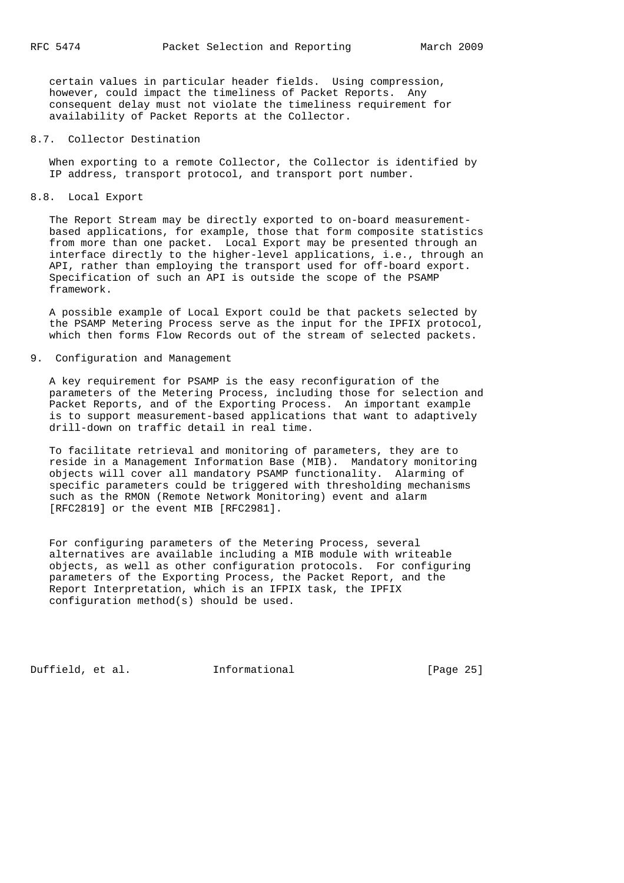certain values in particular header fields. Using compression, however, could impact the timeliness of Packet Reports. Any consequent delay must not violate the timeliness requirement for availability of Packet Reports at the Collector.

### 8.7. Collector Destination

When exporting to a remote Collector, the Collector is identified by IP address, transport protocol, and transport port number.

### 8.8. Local Export

The Report Stream may be directly exported to on-board measurement-based applications, for example, those that form composite statistics from more than one packet. Local Export may be presented through an interface directly to the higher-level applications, i.e., through an API, rather than employing the transport used for off-board export. Specification of such an API is outside the scope of the PSAMP framework.

A possible example of Local Export could be that packets selected by the PSAMP Metering Process serve as the input for the IPFIX protocol, which then forms Flow Records out of the stream of selected packets.

## 9. Configuration and Management

A key requirement for PSAMP is the easy reconfiguration of the parameters of the Metering Process, including those for selection and Packet Reports, and of the Exporting Process. An important example is to support measurement-based applications that want to adaptively drill-down on traffic detail in real time.

To facilitate retrieval and monitoring of parameters, they are to reside in a Management Information Base (MIB). Mandatory monitoring objects will cover all mandatory PSAMP functionality. Alarming of specific parameters could be triggered with thresholding mechanisms such as the RMON (Remote Network Monitoring) event and alarm [RFC2819] or the event MIB [RFC2981].

For configuring parameters of the Metering Process, several alternatives are available including a MIB module with writeable objects, as well as other configuration protocols. For configuring parameters of the Exporting Process, the Packet Report, and the Report Interpretation, which is an IFPIX task, the IPFIX configuration method(s) should be used.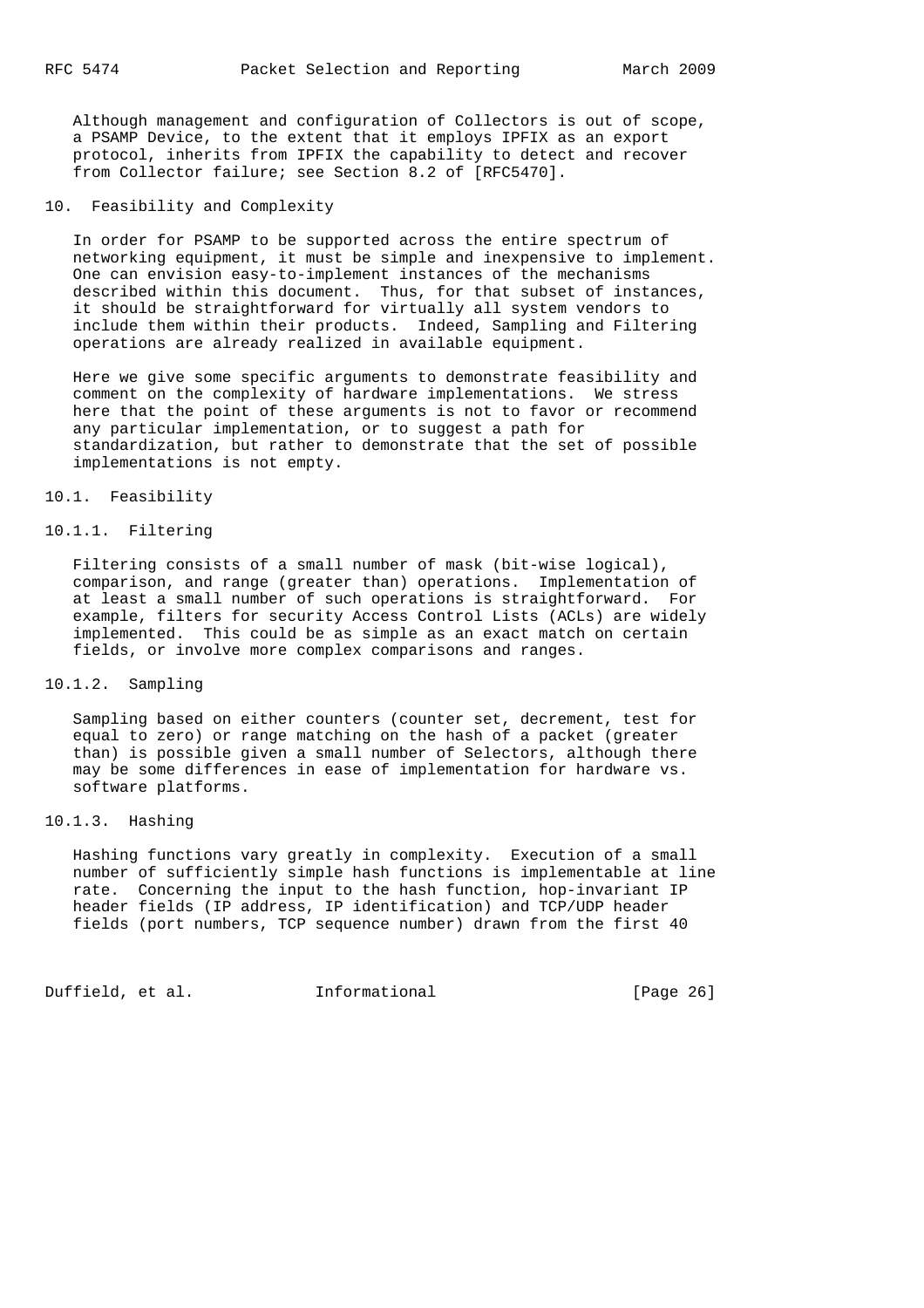Although management and configuration of Collectors is out of scope, a PSAMP Device, to the extent that it employs IPFIX as an export protocol, inherits from IPFIX the capability to detect and recover from Collector failure; see Section 8.2 of [RFC5470].

# 10. Feasibility and Complexity

In order for PSAMP to be supported across the entire spectrum of networking equipment, it must be simple and inexpensive to implement. One can envision easy-to-implement instances of the mechanisms described within this document. Thus, for that subset of instances, it should be straightforward for virtually all system vendors to include them within their products. Indeed, Sampling and Filtering operations are already realized in available equipment.

Here we give some specific arguments to demonstrate feasibility and comment on the complexity of hardware implementations. We stress here that the point of these arguments is not to favor or recommend any particular implementation, or to suggest a path for standardization, but rather to demonstrate that the set of possible implementations is not empty.

## 10.1. Feasibility

### 10.1.1. Filtering

Filtering consists of a small number of mask (bit-wise logical), comparison, and range (greater than) operations. Implementation of at least a small number of such operations is straightforward. For example, filters for security Access Control Lists (ACLs) are widely implemented. This could be as simple as an exact match on certain fields, or involve more complex comparisons and ranges.

### 10.1.2. Sampling

Sampling based on either counters (counter set, decrement, test for equal to zero) or range matching on the hash of a packet (greater than) is possible given a small number of Selectors, although there may be some differences in ease of implementation for hardware vs. software platforms.

### 10.1.3. Hashing

Hashing functions vary greatly in complexity. Execution of a small number of sufficiently simple hash functions is implementable at line rate. Concerning the input to the hash function, hop-invariant IP header fields (IP address, IP identification) and TCP/UDP header fields (port numbers, TCP sequence number) drawn from the first 40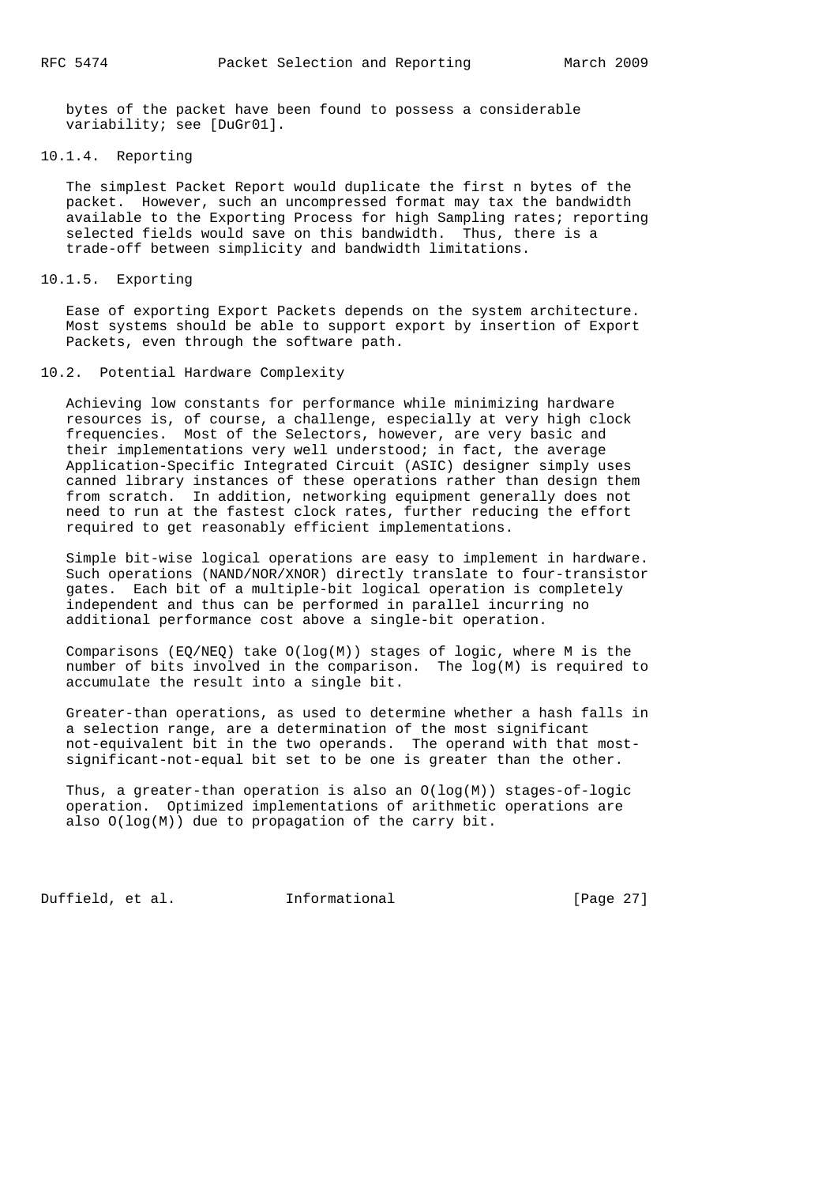bytes of the packet have been found to possess a considerable variability; see [DuGr01].

#### 10.1.4. Reporting

The simplest Packet Report would duplicate the first n bytes of the packet. However, such an uncompressed format may tax the bandwidth available to the Exporting Process for high Sampling rates; reporting selected fields would save on this bandwidth. Thus, there is a trade-off between simplicity and bandwidth limitations.

#### 10.1.5. Exporting

Ease of exporting Export Packets depends on the system architecture. Most systems should be able to support export by insertion of Export Packets, even through the software path.

### 10.2. Potential Hardware Complexity

Achieving low constants for performance while minimizing hardware resources is, of course, a challenge, especially at very high clock frequencies. Most of the Selectors, however, are very basic and their implementations very well understood; in fact, the average Application-Specific Integrated Circuit (ASIC) designer simply uses canned library instances of these operations rather than design them from scratch. In addition, networking equipment generally does not need to run at the fastest clock rates, further reducing the effort required to get reasonably efficient implementations.

Simple bit-wise logical operations are easy to implement in hardware. Such operations (NAND/NOR/XNOR) directly translate to four-transistor gates. Each bit of a multiple-bit logical operation is completely independent and thus can be performed in parallel incurring no additional performance cost above a single-bit operation.

Comparisons (EQ/NEQ) take $O(\log(M))$ stages of logic, where M is the number of bits involved in the comparison. The $\log(M)$ is required to accumulate the result into a single bit.

Greater-than operations, as used to determine whether a hash falls in a selection range, are a determination of the most significant not-equivalent bit in the two operands. The operand with that most-significant-not-equal bit set to be one is greater than the other.

Thus, a greater-than operation is also an $O(\log(M))$ stages-of-logic operation. Optimized implementations of arithmetic operations are also $O(\log(M))$ due to propagation of the carry bit.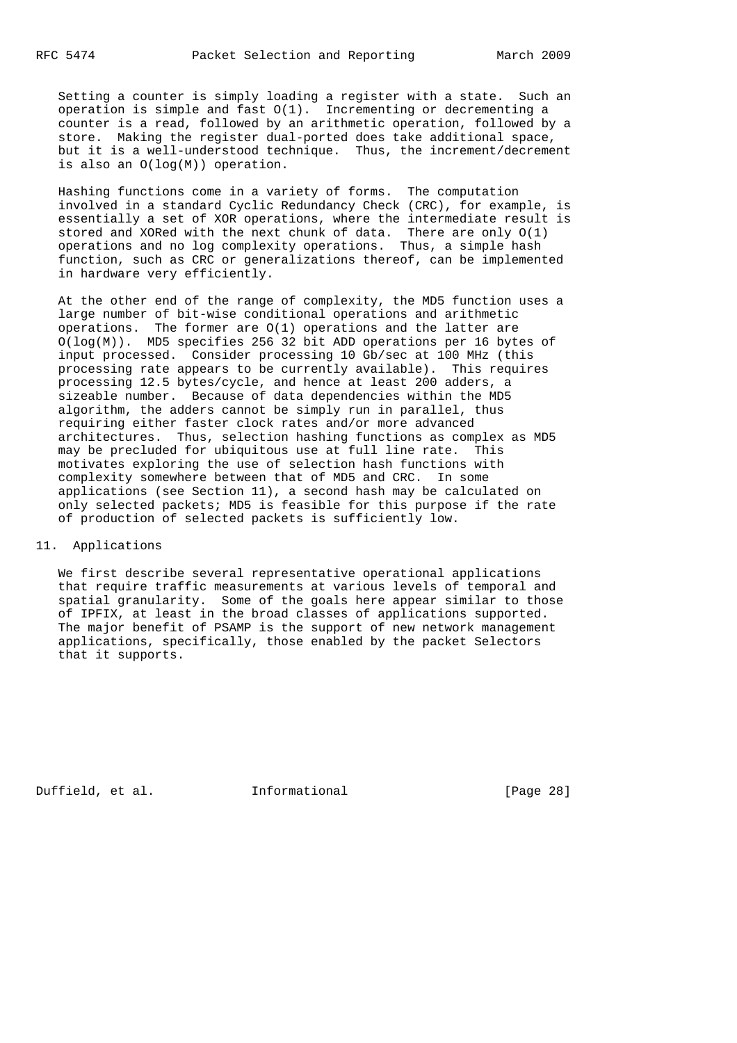Setting a counter is simply loading a register with a state. Such an operation is simple and fast $O(1)$. Incrementing or decrementing a counter is a read, followed by an arithmetic operation, followed by a store. Making the register dual-ported does take additional space, but it is a well-understood technique. Thus, the increment/decrement is also an $O(\log(M))$ operation.

Hashing functions come in a variety of forms. The computation involved in a standard Cyclic Redundancy Check (CRC), for example, is essentially a set of XOR operations, where the intermediate result is stored and XORed with the next chunk of data. There are only $O(1)$ operations and no log complexity operations. Thus, a simple hash function, such as CRC or generalizations thereof, can be implemented in hardware very efficiently.

At the other end of the range of complexity, the MD5 function uses a large number of bit-wise conditional operations and arithmetic operations. The former are $O(1)$ operations and the latter are $O(\log(M))$. MD5 specifies 256 32 bit ADD operations per 16 bytes of input processed. Consider processing 10 Gb/sec at 100 MHz (this processing rate appears to be currently available). This requires processing 12.5 bytes/cycle, and hence at least 200 adders, a sizeable number. Because of data dependencies within the MD5 algorithm, the adders cannot be simply run in parallel, thus requiring either faster clock rates and/or more advanced architectures. Thus, selection hashing functions as complex as MD5 may be precluded for ubiquitous use at full line rate. This motivates exploring the use of selection hash functions with complexity somewhere between that of MD5 and CRC. In some applications (see Section 11), a second hash may be calculated on only selected packets; MD5 is feasible for this purpose if the rate of production of selected packets is sufficiently low.

## 11. Applications

We first describe several representative operational applications that require traffic measurements at various levels of temporal and spatial granularity. Some of the goals here appear similar to those of IPFIX, at least in the broad classes of applications supported. The major benefit of PSAMP is the support of new network management applications, specifically, those enabled by the packet Selectors that it supports.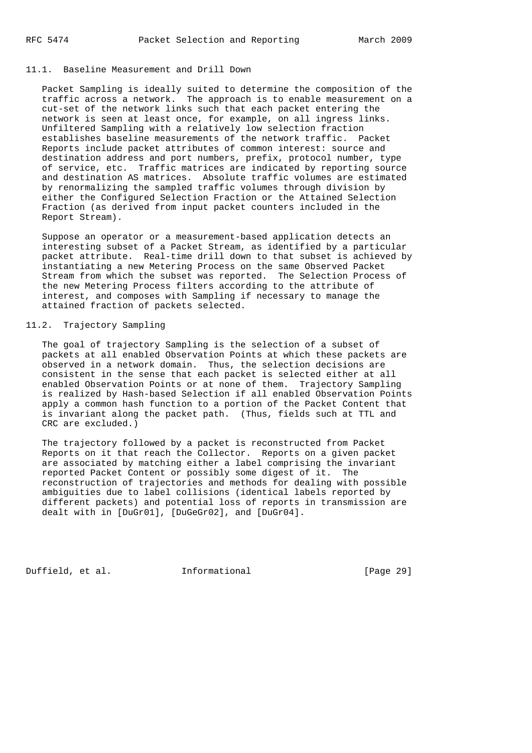### 11.1. Baseline Measurement and Drill Down

Packet Sampling is ideally suited to determine the composition of the traffic across a network. The approach is to enable measurement on a cut-set of the network links such that each packet entering the network is seen at least once, for example, on all ingress links. Unfiltered Sampling with a relatively low selection fraction establishes baseline measurements of the network traffic. Packet Reports include packet attributes of common interest: source and destination address and port numbers, prefix, protocol number, type of service, etc. Traffic matrices are indicated by reporting source and destination AS matrices. Absolute traffic volumes are estimated by renormalizing the sampled traffic volumes through division by either the Configured Selection Fraction or the Attained Selection Fraction (as derived from input packet counters included in the Report Stream).

Suppose an operator or a measurement-based application detects an interesting subset of a Packet Stream, as identified by a particular packet attribute. Real-time drill down to that subset is achieved by instantiating a new Metering Process on the same Observed Packet Stream from which the subset was reported. The Selection Process of the new Metering Process filters according to the attribute of interest, and composes with Sampling if necessary to manage the attained fraction of packets selected.

### 11.2. Trajectory Sampling

The goal of trajectory Sampling is the selection of a subset of packets at all enabled Observation Points at which these packets are observed in a network domain. Thus, the selection decisions are consistent in the sense that each packet is selected either at all enabled Observation Points or at none of them. Trajectory Sampling is realized by Hash-based Selection if all enabled Observation Points apply a common hash function to a portion of the Packet Content that is invariant along the packet path. (Thus, fields such at TTL and CRC are excluded.)

The trajectory followed by a packet is reconstructed from Packet Reports on it that reach the Collector. Reports on a given packet are associated by matching either a label comprising the invariant reported Packet Content or possibly some digest of it. The reconstruction of trajectories and methods for dealing with possible ambiguities due to label collisions (identical labels reported by different packets) and potential loss of reports in transmission are dealt with in [DuGr01], [DuGeGr02], and [DuGr04].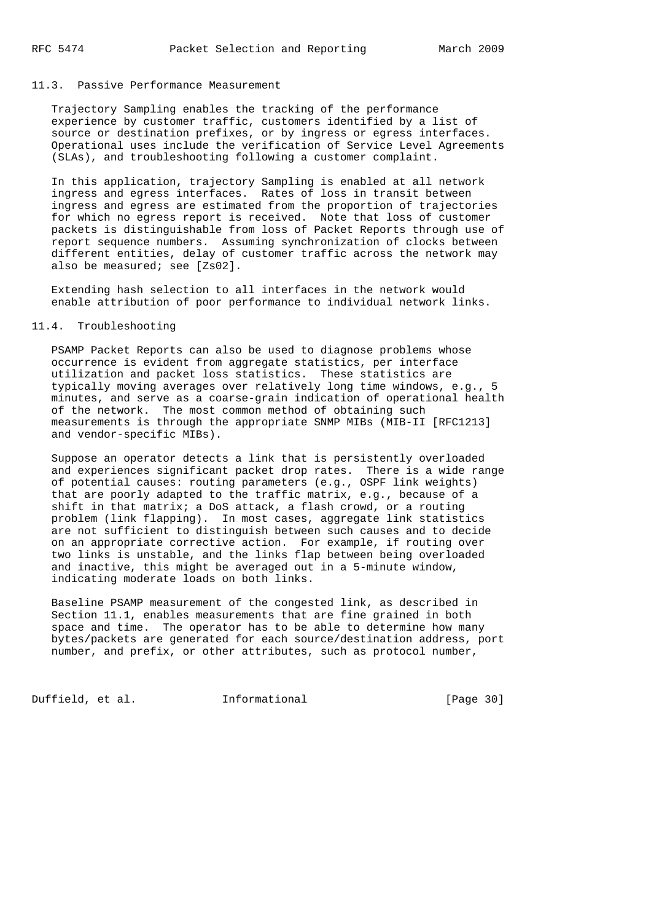### 11.3. Passive Performance Measurement

Trajectory Sampling enables the tracking of the performance experience by customer traffic, customers identified by a list of source or destination prefixes, or by ingress or egress interfaces. Operational uses include the verification of Service Level Agreements (SLAs), and troubleshooting following a customer complaint.

In this application, trajectory Sampling is enabled at all network ingress and egress interfaces. Rates of loss in transit between ingress and egress are estimated from the proportion of trajectories for which no egress report is received. Note that loss of customer packets is distinguishable from loss of Packet Reports through use of report sequence numbers. Assuming synchronization of clocks between different entities, delay of customer traffic across the network may also be measured; see [Zs02].

Extending hash selection to all interfaces in the network would enable attribution of poor performance to individual network links.

### 11.4. Troubleshooting

PSAMP Packet Reports can also be used to diagnose problems whose occurrence is evident from aggregate statistics, per interface utilization and packet loss statistics. These statistics are typically moving averages over relatively long time windows, e.g., 5 minutes, and serve as a coarse-grain indication of operational health of the network. The most common method of obtaining such measurements is through the appropriate SNMP MIBs (MIB-II [RFC1213] and vendor-specific MIBs).

Suppose an operator detects a link that is persistently overloaded and experiences significant packet drop rates. There is a wide range of potential causes: routing parameters (e.g., OSPF link weights) that are poorly adapted to the traffic matrix, e.g., because of a shift in that matrix; a DoS attack, a flash crowd, or a routing problem (link flapping). In most cases, aggregate link statistics are not sufficient to distinguish between such causes and to decide on an appropriate corrective action. For example, if routing over two links is unstable, and the links flap between being overloaded and inactive, this might be averaged out in a 5-minute window, indicating moderate loads on both links.

Baseline PSAMP measurement of the congested link, as described in Section 11.1, enables measurements that are fine grained in both space and time. The operator has to be able to determine how many bytes/packets are generated for each source/destination address, port number, and prefix, or other attributes, such as protocol number,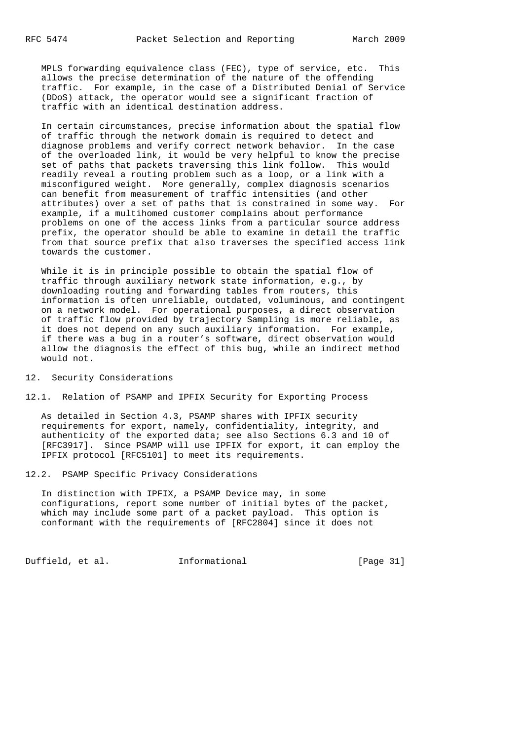MPLS forwarding equivalence class (FEC), type of service, etc. This allows the precise determination of the nature of the offending traffic. For example, in the case of a Distributed Denial of Service (DDoS) attack, the operator would see a significant fraction of traffic with an identical destination address.

In certain circumstances, precise information about the spatial flow of traffic through the network domain is required to detect and diagnose problems and verify correct network behavior. In the case of the overloaded link, it would be very helpful to know the precise set of paths that packets traversing this link follow. This would readily reveal a routing problem such as a loop, or a link with a misconfigured weight. More generally, complex diagnosis scenarios can benefit from measurement of traffic intensities (and other attributes) over a set of paths that is constrained in some way. For example, if a multihomed customer complains about performance problems on one of the access links from a particular source address prefix, the operator should be able to examine in detail the traffic from that source prefix that also traverses the specified access link towards the customer.

While it is in principle possible to obtain the spatial flow of traffic through auxiliary network state information, e.g., by downloading routing and forwarding tables from routers, this information is often unreliable, outdated, voluminous, and contingent on a network model. For operational purposes, a direct observation of traffic flow provided by trajectory Sampling is more reliable, as it does not depend on any such auxiliary information. For example, if there was a bug in a router's software, direct observation would allow the diagnosis the effect of this bug, while an indirect method would not.

## 12. Security Considerations

### 12.1. Relation of PSAMP and IPFIX Security for Exporting Process

As detailed in Section 4.3, PSAMP shares with IPFIX security requirements for export, namely, confidentiality, integrity, and authenticity of the exported data; see also Sections 6.3 and 10 of [RFC3917]. Since PSAMP will use IPFIX for export, it can employ the IPFIX protocol [RFC5101] to meet its requirements.

### 12.2. PSAMP Specific Privacy Considerations

In distinction with IPFIX, a PSAMP Device may, in some configurations, report some number of initial bytes of the packet, which may include some part of a packet payload. This option is conformant with the requirements of [RFC2804] since it does not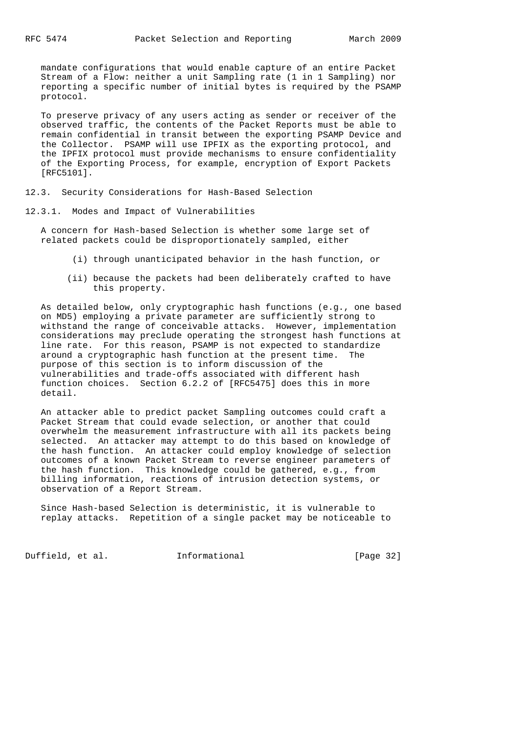mandate configurations that would enable capture of an entire Packet Stream of a Flow: neither a unit Sampling rate (1 in 1 Sampling) nor reporting a specific number of initial bytes is required by the PSAMP protocol.

To preserve privacy of any users acting as sender or receiver of the observed traffic, the contents of the Packet Reports must be able to remain confidential in transit between the exporting PSAMP Device and the Collector. PSAMP will use IPFIX as the exporting protocol, and the IPFIX protocol must provide mechanisms to ensure confidentiality of the Exporting Process, for example, encryption of Export Packets [RFC5101].

## 12.3. Security Considerations for Hash-Based Selection

### 12.3.1. Modes and Impact of Vulnerabilities

A concern for Hash-based Selection is whether some large set of related packets could be disproportionately sampled, either

(i) through unanticipated behavior in the hash function, or

(ii) because the packets had been deliberately crafted to have this property.

As detailed below, only cryptographic hash functions (e.g., one based on MD5) employing a private parameter are sufficiently strong to withstand the range of conceivable attacks. However, implementation considerations may preclude operating the strongest hash functions at line rate. For this reason, PSAMP is not expected to standardize around a cryptographic hash function at the present time. The purpose of this section is to inform discussion of the vulnerabilities and trade-offs associated with different hash function choices. Section 6.2.2 of [RFC5475] does this in more detail.

An attacker able to predict packet Sampling outcomes could craft a Packet Stream that could evade selection, or another that could overwhelm the measurement infrastructure with all its packets being selected. An attacker may attempt to do this based on knowledge of the hash function. An attacker could employ knowledge of selection outcomes of a known Packet Stream to reverse engineer parameters of the hash function. This knowledge could be gathered, e.g., from billing information, reactions of intrusion detection systems, or observation of a Report Stream.

Since Hash-based Selection is deterministic, it is vulnerable to replay attacks. Repetition of a single packet may be noticeable to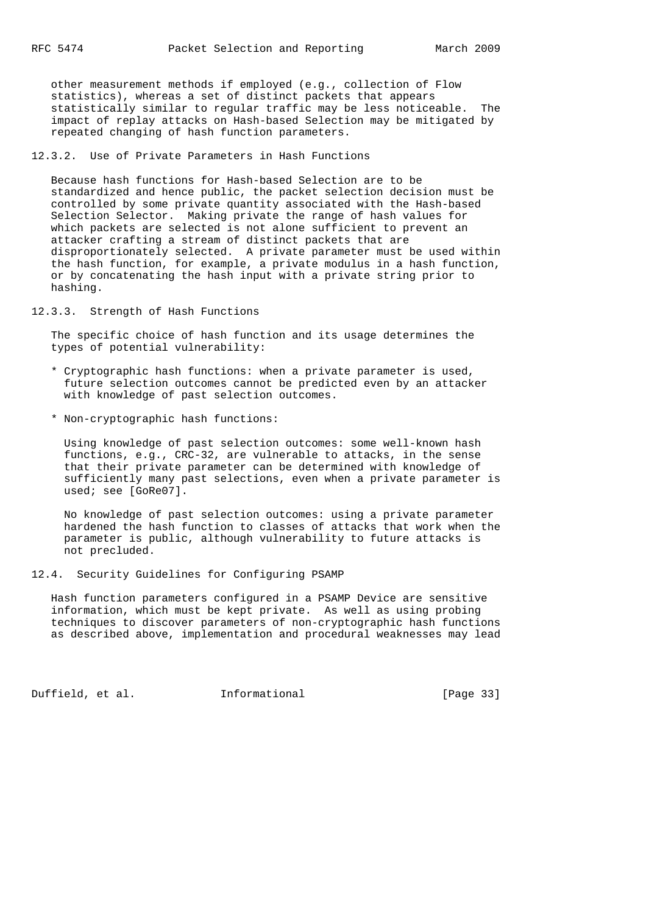other measurement methods if employed (e.g., collection of Flow statistics), whereas a set of distinct packets that appears statistically similar to regular traffic may be less noticeable. The impact of replay attacks on Hash-based Selection may be mitigated by repeated changing of hash function parameters.

### 12.3.2. Use of Private Parameters in Hash Functions

Because hash functions for Hash-based Selection are to be standardized and hence public, the packet selection decision must be controlled by some private quantity associated with the Hash-based Selection Selector. Making private the range of hash values for which packets are selected is not alone sufficient to prevent an attacker crafting a stream of distinct packets that are disproportionately selected. A private parameter must be used within the hash function, for example, a private modulus in a hash function, or by concatenating the hash input with a private string prior to hashing.

### 12.3.3. Strength of Hash Functions

The specific choice of hash function and its usage determines the types of potential vulnerability:

* Cryptographic hash functions: when a private parameter is used, future selection outcomes cannot be predicted even by an attacker with knowledge of past selection outcomes.

* Non-cryptographic hash functions:

  Using knowledge of past selection outcomes: some well-known hash functions, e.g., CRC-32, are vulnerable to attacks, in the sense that their private parameter can be determined with knowledge of sufficiently many past selections, even when a private parameter is used; see [GoRe07].

  No knowledge of past selection outcomes: using a private parameter hardened the hash function to classes of attacks that work when the parameter is public, although vulnerability to future attacks is not precluded.

## 12.4. Security Guidelines for Configuring PSAMP

Hash function parameters configured in a PSAMP Device are sensitive information, which must be kept private. As well as using probing techniques to discover parameters of non-cryptographic hash functions as described above, implementation and procedural weaknesses may lead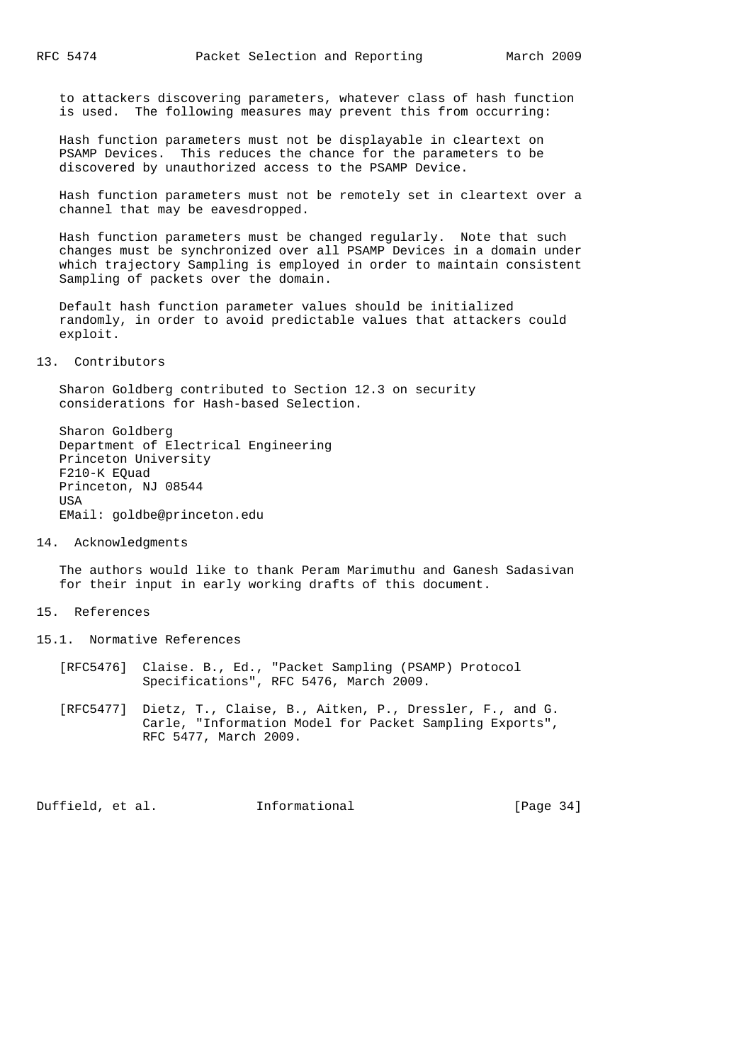to attackers discovering parameters, whatever class of hash function is used. The following measures may prevent this from occurring:

Hash function parameters must not be displayable in cleartext on PSAMP Devices. This reduces the chance for the parameters to be discovered by unauthorized access to the PSAMP Device.

Hash function parameters must not be remotely set in cleartext over a channel that may be eavesdropped.

Hash function parameters must be changed regularly. Note that such changes must be synchronized over all PSAMP Devices in a domain under which trajectory Sampling is employed in order to maintain consistent Sampling of packets over the domain.

Default hash function parameter values should be initialized randomly, in order to avoid predictable values that attackers could exploit.

## 13. Contributors

Sharon Goldberg contributed to Section 12.3 on security considerations for Hash-based Selection.

Sharon Goldberg
Department of Electrical Engineering
Princeton University
F210-K EQuad
Princeton, NJ 08544
USA
EMail: goldbe@princeton.edu

## 14. Acknowledgments

The authors would like to thank Peram Marimuthu and Ganesh Sadasivan for their input in early working drafts of this document.

## 15. References

### 15.1. Normative References

[RFC5476] Claise. B., Ed., "Packet Sampling (PSAMP) Protocol Specifications", RFC 5476, March 2009.

[RFC5477] Dietz, T., Claise, B., Aitken, P., Dressler, F., and G. Carle, "Information Model for Packet Sampling Exports", RFC 5477, March 2009.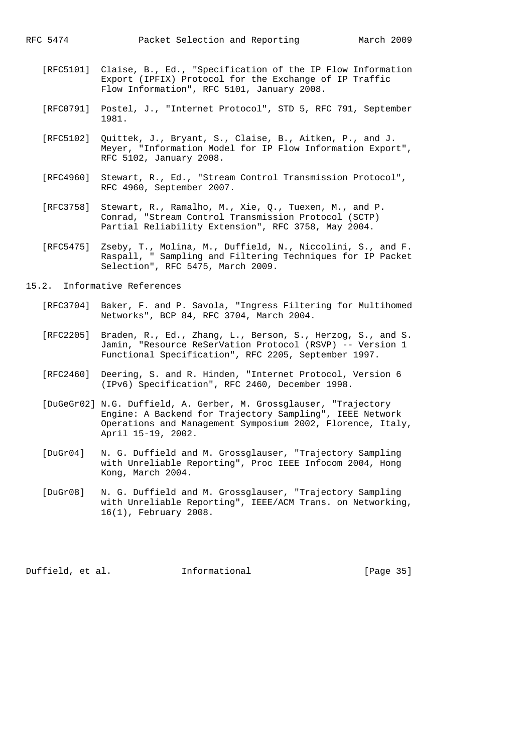[RFC5101] Claise, B., Ed., "Specification of the IP Flow Information Export (IPFIX) Protocol for the Exchange of IP Traffic Flow Information", RFC 5101, January 2008.

[RFC0791] Postel, J., "Internet Protocol", STD 5, RFC 791, September 1981.

[RFC5102] Quittek, J., Bryant, S., Claise, B., Aitken, P., and J. Meyer, "Information Model for IP Flow Information Export", RFC 5102, January 2008.

[RFC4960] Stewart, R., Ed., "Stream Control Transmission Protocol", RFC 4960, September 2007.

[RFC3758] Stewart, R., Ramalho, M., Xie, Q., Tuexen, M., and P. Conrad, "Stream Control Transmission Protocol (SCTP) Partial Reliability Extension", RFC 3758, May 2004.

[RFC5475] Zseby, T., Molina, M., Duffield, N., Niccolini, S., and F. Raspall, " Sampling and Filtering Techniques for IP Packet Selection", RFC 5475, March 2009.

## 15.2. Informative References

[RFC3704] Baker, F. and P. Savola, "Ingress Filtering for Multihomed Networks", BCP 84, RFC 3704, March 2004.

[RFC2205] Braden, R., Ed., Zhang, L., Berson, S., Herzog, S., and S. Jamin, "Resource ReSerVation Protocol (RSVP) -- Version 1 Functional Specification", RFC 2205, September 1997.

[RFC2460] Deering, S. and R. Hinden, "Internet Protocol, Version 6 (IPv6) Specification", RFC 2460, December 1998.

[DuGeGr02] N.G. Duffield, A. Gerber, M. Grossglauser, "Trajectory Engine: A Backend for Trajectory Sampling", IEEE Network Operations and Management Symposium 2002, Florence, Italy, April 15-19, 2002.

[DuGr04] N. G. Duffield and M. Grossglauser, "Trajectory Sampling with Unreliable Reporting", Proc IEEE Infocom 2004, Hong Kong, March 2004.

[DuGr08] N. G. Duffield and M. Grossglauser, "Trajectory Sampling with Unreliable Reporting", IEEE/ACM Trans. on Networking, 16(1), February 2008.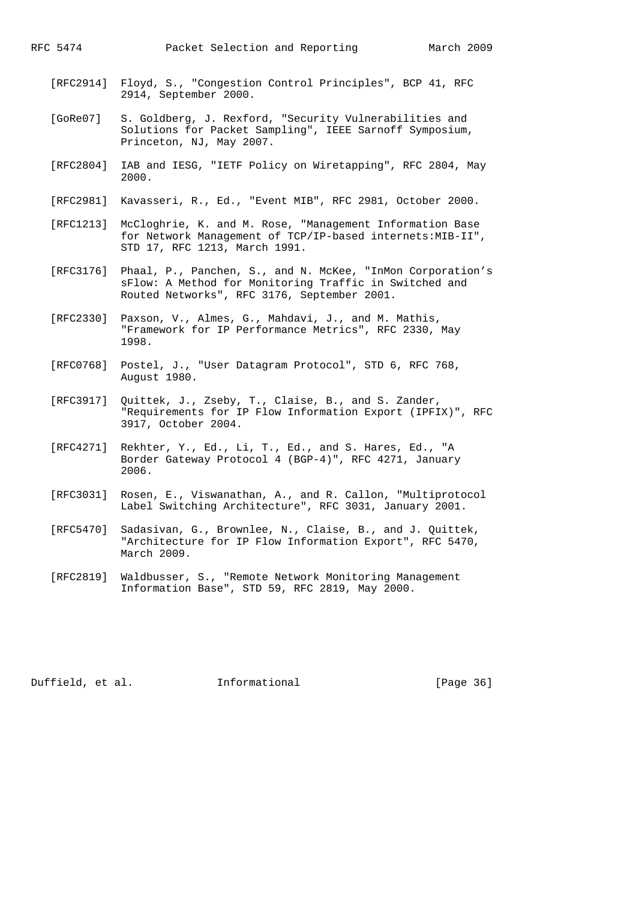[RFC2914] Floyd, S., "Congestion Control Principles", BCP 41, RFC 2914, September 2000.

[GoRe07] S. Goldberg, J. Rexford, "Security Vulnerabilities and Solutions for Packet Sampling", IEEE Sarnoff Symposium, Princeton, NJ, May 2007.

[RFC2804] IAB and IESG, "IETF Policy on Wiretapping", RFC 2804, May 2000.

[RFC2981] Kavasseri, R., Ed., "Event MIB", RFC 2981, October 2000.

[RFC1213] McCloghrie, K. and M. Rose, "Management Information Base for Network Management of TCP/IP-based internets:MIB-II", STD 17, RFC 1213, March 1991.

[RFC3176] Phaal, P., Panchen, S., and N. McKee, "InMon Corporation's sFlow: A Method for Monitoring Traffic in Switched and Routed Networks", RFC 3176, September 2001.

[RFC2330] Paxson, V., Almes, G., Mahdavi, J., and M. Mathis, "Framework for IP Performance Metrics", RFC 2330, May 1998.

[RFC0768] Postel, J., "User Datagram Protocol", STD 6, RFC 768, August 1980.

[RFC3917] Quittek, J., Zseby, T., Claise, B., and S. Zander, "Requirements for IP Flow Information Export (IPFIX)", RFC 3917, October 2004.

[RFC4271] Rekhter, Y., Ed., Li, T., Ed., and S. Hares, Ed., "A Border Gateway Protocol 4 (BGP-4)", RFC 4271, January 2006.

[RFC3031] Rosen, E., Viswanathan, A., and R. Callon, "Multiprotocol Label Switching Architecture", RFC 3031, January 2001.

[RFC5470] Sadasivan, G., Brownlee, N., Claise, B., and J. Quittek, "Architecture for IP Flow Information Export", RFC 5470, March 2009.

[RFC2819] Waldbusser, S., "Remote Network Monitoring Management Information Base", STD 59, RFC 2819, May 2000.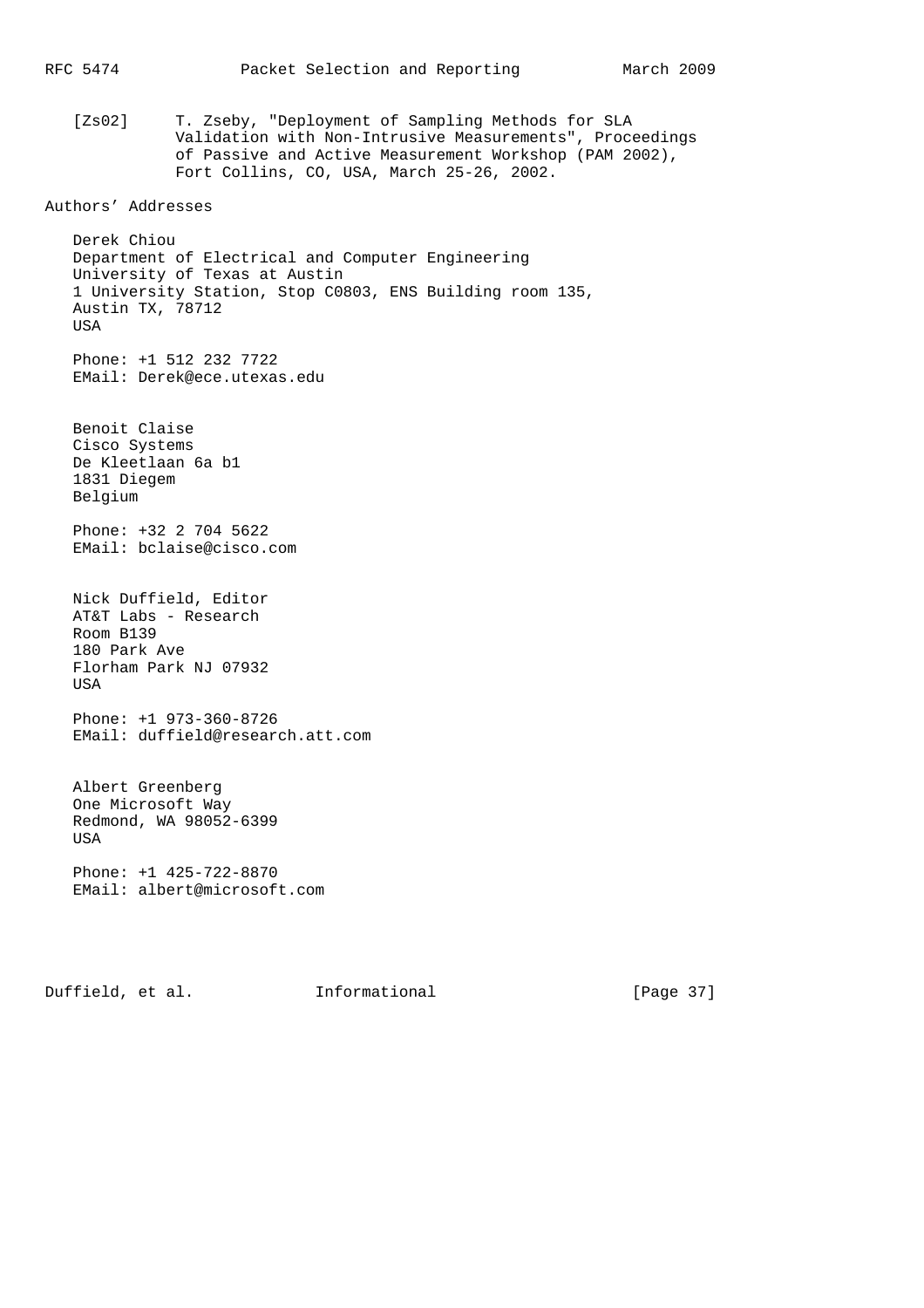[Zs02] T. Zseby, "Deployment of Sampling Methods for SLA Validation with Non-Intrusive Measurements", Proceedings of Passive and Active Measurement Workshop (PAM 2002), Fort Collins, CO, USA, March 25-26, 2002.

## Authors' Addresses

Derek Chiou
Department of Electrical and Computer Engineering
University of Texas at Austin
1 University Station, Stop C0803, ENS Building room 135,
Austin TX, 78712
USA

Phone: +1 512 232 7722
EMail: Derek@ece.utexas.edu

Benoit Claise
Cisco Systems
De Kleetlaan 6a b1
1831 Diegem
Belgium

Phone: +32 2 704 5622
EMail: bclaise@cisco.com

Nick Duffield, Editor
AT&T Labs - Research
Room B139
180 Park Ave
Florham Park NJ 07932
USA

Phone: +1 973-360-8726
EMail: duffield@research.att.com

Albert Greenberg
One Microsoft Way
Redmond, WA 98052-6399
USA

Phone: +1 425-722-8870
EMail: albert@microsoft.com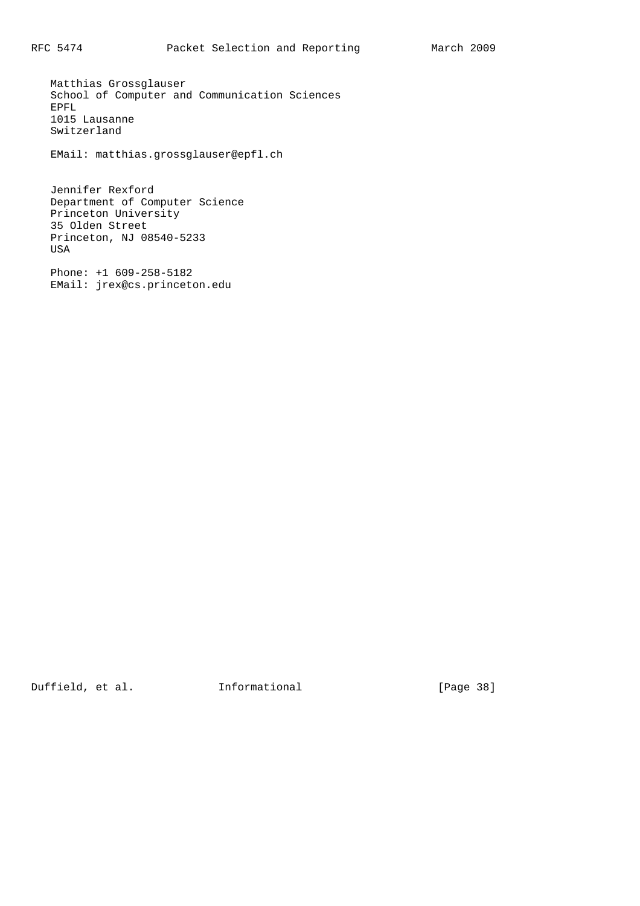Matthias Grossglauser
School of Computer and Communication Sciences
EPFL
1015 Lausanne
Switzerland

EMail: matthias.grossglauser@epfl.ch

Jennifer Rexford
Department of Computer Science
Princeton University
35 Olden Street
Princeton, NJ 08540-5233
USA

Phone: +1 609-258-5182
EMail: jrex@cs.princeton.edu